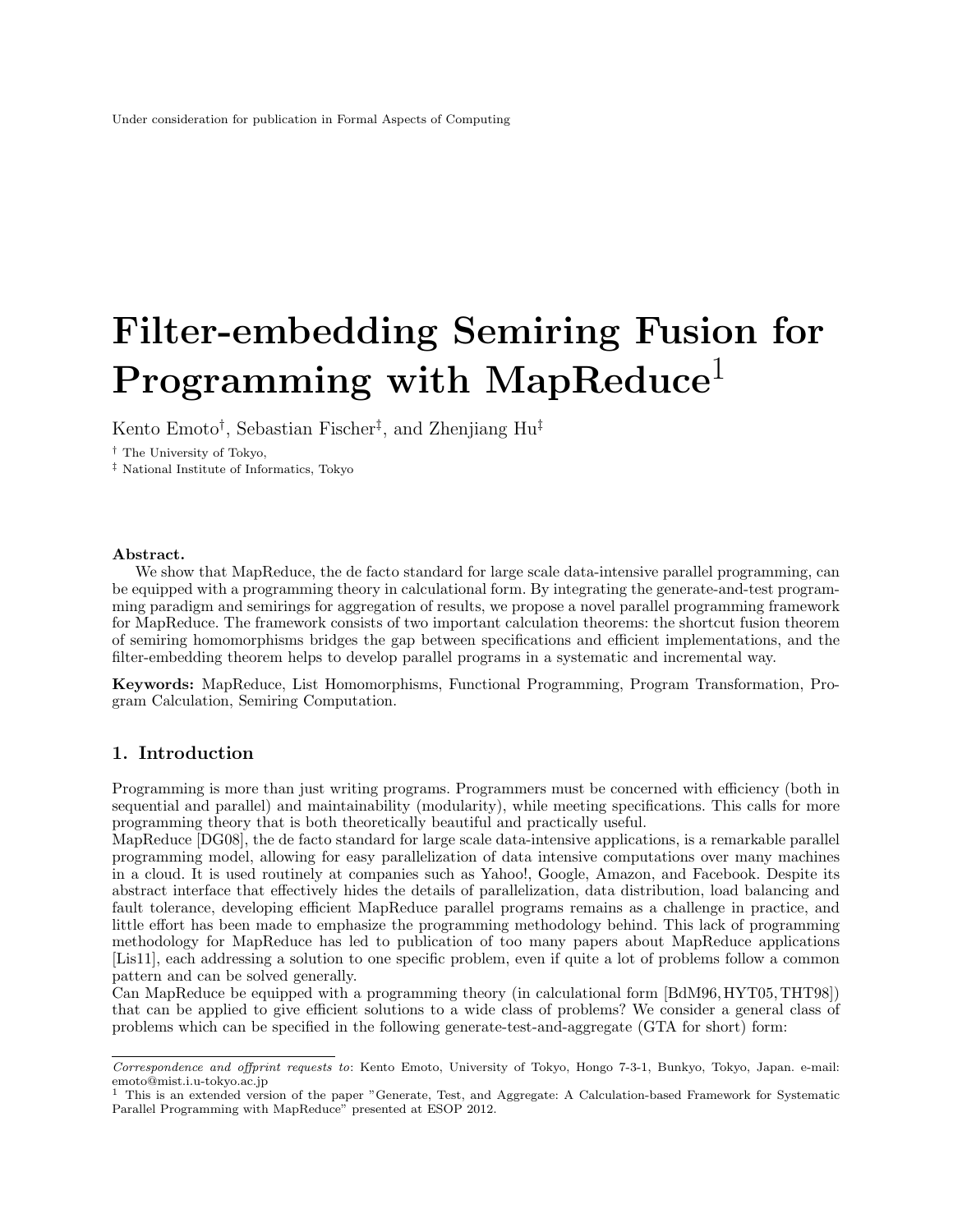Under consideration for publication in Formal Aspects of Computing

# Filter-embedding Semiring Fusion for Programming with MapReduce[1]

Kento Emoto[†], Sebastian Fischer[‡], and Zhenjiang Hu[‡]

[†] The University of Tokyo,
[‡] National Institute of Informatics, Tokyo

**Abstract.**
We show that MapReduce, the de facto standard for large scale data-intensive parallel programming, can be equipped with a programming theory in calculational form. By integrating the generate-and-test programming paradigm and semirings for aggregation of results, we propose a novel parallel programming framework for MapReduce. The framework consists of two important calculation theorems: the shortcut fusion theorem of semiring homomorphisms bridges the gap between specifications and efficient implementations, and the filter-embedding theorem helps to develop parallel programs in a systematic and incremental way.

**Keywords:** MapReduce, List Homomorphisms, Functional Programming, Program Transformation, Program Calculation, Semiring Computation.

## 1. Introduction

Programming is more than just writing programs. Programmers must be concerned with efficiency (both in sequential and parallel) and maintainability (modularity), while meeting specifications. This calls for more programming theory that is both theoretically beautiful and practically useful.

MapReduce [DG08], the de facto standard for large scale data-intensive applications, is a remarkable parallel programming model, allowing for easy parallelization of data intensive computations over many machines in a cloud. It is used routinely at companies such as Yahoo!, Google, Amazon, and Facebook. Despite its abstract interface that effectively hides the details of parallelization, data distribution, load balancing and fault tolerance, developing efficient MapReduce parallel programs remains as a challenge in practice, and little effort has been made to emphasize the programming methodology behind. This lack of programming methodology for MapReduce has led to publication of too many papers about MapReduce applications [Lis11], each addressing a solution to one specific problem, even if quite a lot of problems follow a common pattern and can be solved generally.

Can MapReduce be equipped with a programming theory (in calculational form [BdM96, HYT05, THT98]) that can be applied to give efficient solutions to a wide class of problems? We consider a general class of problems which can be specified in the following generate-test-and-aggregate (GTA for short) form:

---

*Correspondence and offprint requests to*: Kento Emoto, University of Tokyo, Hongo 7-3-1, Bunkyo, Tokyo, Japan. e-mail: emoto@mist.i.u-tokyo.ac.jp

[1] This is an extended version of the paper "Generate, Test, and Aggregate: A Calculation-based Framework for Systematic Parallel Programming with MapReduce" presented at ESOP 2012.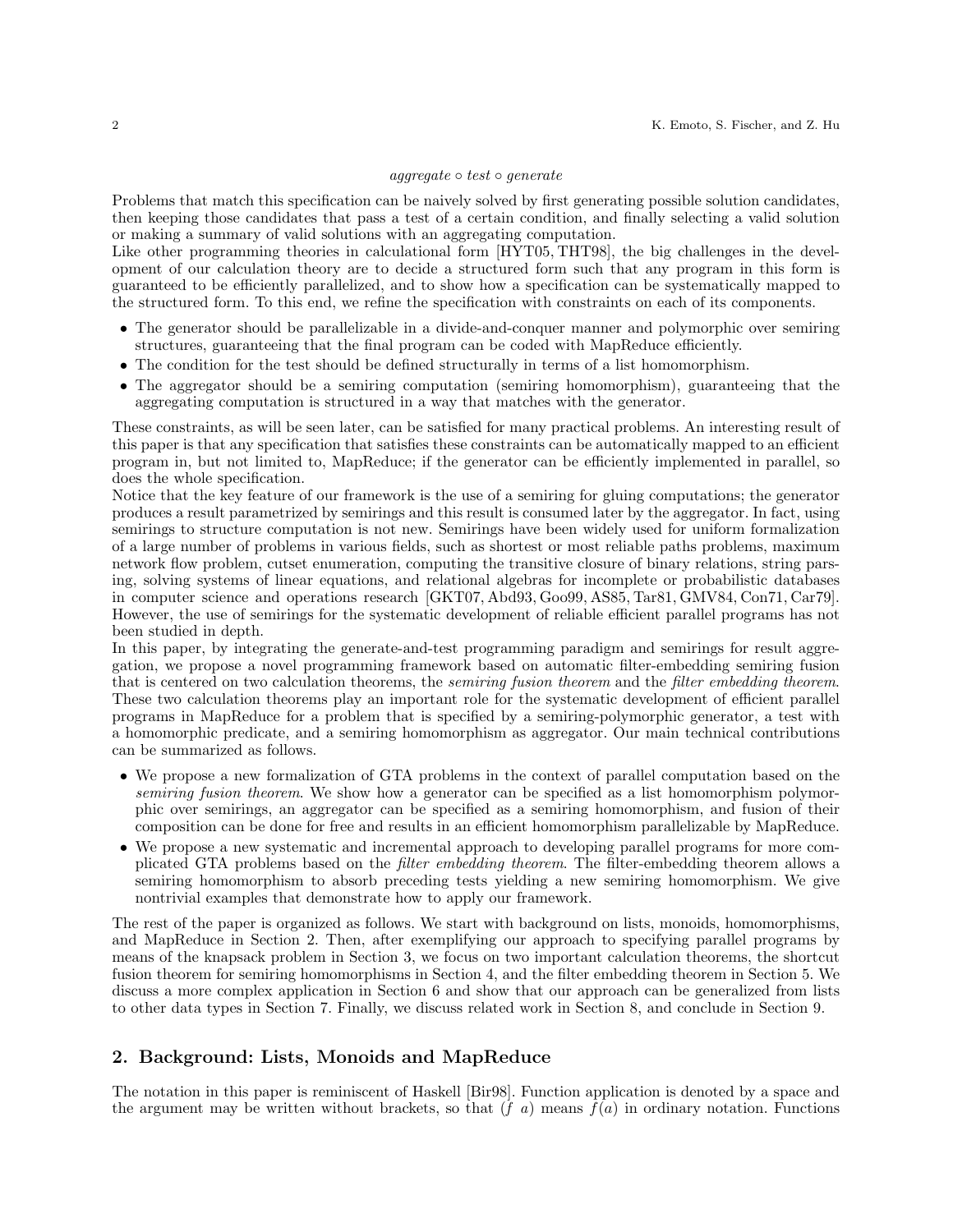$$aggregate \circ test \circ generate$$

Problems that match this specification can be naively solved by first generating possible solution candidates, then keeping those candidates that pass a test of a certain condition, and finally selecting a valid solution or making a summary of valid solutions with an aggregating computation.

Like other programming theories in calculational form [HYT05, THT98], the big challenges in the development of our calculation theory are to decide a structured form such that any program in this form is guaranteed to be efficiently parallelized, and to show how a specification can be systematically mapped to the structured form. To this end, we refine the specification with constraints on each of its components.

- The generator should be parallelizable in a divide-and-conquer manner and polymorphic over semiring structures, guaranteeing that the final program can be coded with MapReduce efficiently.
- The condition for the test should be defined structurally in terms of a list homomorphism.
- The aggregator should be a semiring computation (semiring homomorphism), guaranteeing that the aggregating computation is structured in a way that matches with the generator.

These constraints, as will be seen later, can be satisfied for many practical problems. An interesting result of this paper is that any specification that satisfies these constraints can be automatically mapped to an efficient program in, but not limited to, MapReduce; if the generator can be efficiently implemented in parallel, so does the whole specification.

Notice that the key feature of our framework is the use of a semiring for gluing computations; the generator produces a result parametrized by semirings and this result is consumed later by the aggregator. In fact, using semirings to structure computation is not new. Semirings have been widely used for uniform formalization of a large number of problems in various fields, such as shortest or most reliable paths problems, maximum network flow problem, cutset enumeration, computing the transitive closure of binary relations, string parsing, solving systems of linear equations, and relational algebras for incomplete or probabilistic databases in computer science and operations research [GKT07, Abd93, Goo99, AS85, Tar81, GMV84, Con71, Car79]. However, the use of semirings for the systematic development of reliable efficient parallel programs has not been studied in depth.

In this paper, by integrating the generate-and-test programming paradigm and semirings for result aggregation, we propose a novel programming framework based on automatic filter-embedding semiring fusion that is centered on two calculation theorems, the *semiring fusion theorem* and the *filter embedding theorem*. These two calculation theorems play an important role for the systematic development of efficient parallel programs in MapReduce for a problem that is specified by a semiring-polymorphic generator, a test with a homomorphic predicate, and a semiring homomorphism as aggregator. Our main technical contributions can be summarized as follows.

- We propose a new formalization of GTA problems in the context of parallel computation based on the *semiring fusion theorem*. We show how a generator can be specified as a list homomorphism polymorphic over semirings, an aggregator can be specified as a semiring homomorphism, and fusion of their composition can be done for free and results in an efficient homomorphism parallelizable by MapReduce.
- We propose a new systematic and incremental approach to developing parallel programs for more complicated GTA problems based on the *filter embedding theorem*. The filter-embedding theorem allows a semiring homomorphism to absorb preceding tests yielding a new semiring homomorphism. We give nontrivial examples that demonstrate how to apply our framework.

The rest of the paper is organized as follows. We start with background on lists, monoids, homomorphisms, and MapReduce in Section 2. Then, after exemplifying our approach to specifying parallel programs by means of the knapsack problem in Section 3, we focus on two important calculation theorems, the shortcut fusion theorem for semiring homomorphisms in Section 4, and the filter embedding theorem in Section 5. We discuss a more complex application in Section 6 and show that our approach can be generalized from lists to other data types in Section 7. Finally, we discuss related work in Section 8, and conclude in Section 9.

## 2. Background: Lists, Monoids and MapReduce

The notation in this paper is reminiscent of Haskell [Bir98]. Function application is denoted by a space and the argument may be written without brackets, so that $(f\ a)$ means $f(a)$ in ordinary notation. Functions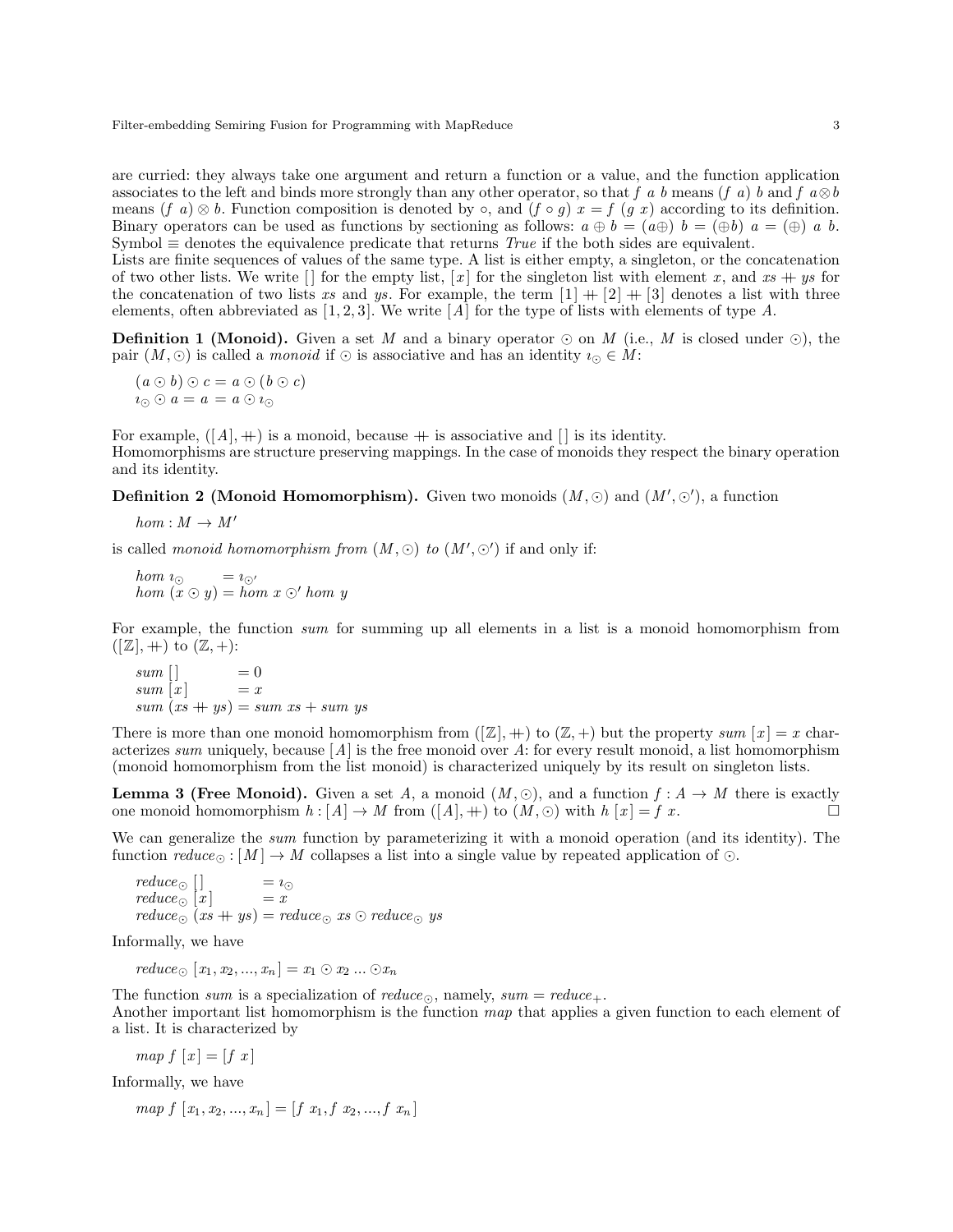are curried: they always take one argument and return a function or a value, and the function application associates to the left and binds more strongly than any other operator, so that $f\ a\ b$ means $(f\ a)\ b$ and $f\ a \otimes b$ means $(f\ a) \otimes b$. Function composition is denoted by $\circ$, and $(f \circ g)\ x = f\ (g\ x)$ according to its definition. Binary operators can be used as functions by sectioning as follows: $a \oplus b = (a\oplus)\ b = (\oplus b)\ a = (\oplus)\ a\ b$. Symbol $\equiv$ denotes the equivalence predicate that returns *True* if the both sides are equivalent.

Lists are finite sequences of values of the same type. A list is either empty, a singleton, or the concatenation of two other lists. We write $[\,]$ for the empty list, $[x]$ for the singleton list with element $x$, and $xs +\!\!+\ ys$ for the concatenation of two lists $xs$ and $ys$. For example, the term $[1] +\!\!+ [2] +\!\!+ [3]$ denotes a list with three elements, often abbreviated as $[1, 2, 3]$. We write $[A]$ for the type of lists with elements of type $A$.

**Definition 1 (Monoid).** Given a set $M$ and a binary operator $\odot$ on $M$ (i.e., $M$ is closed under $\odot$), the pair $(M, \odot)$ is called a *monoid* if $\odot$ is associative and has an identity $\imath_\odot \in M$:

$$(a \odot b) \odot c = a \odot (b \odot c)$$
$$\imath_\odot \odot a = a = a \odot \imath_\odot$$

For example, $([A], +\!\!+)$ is a monoid, because $+\!\!+$ is associative and $[\,]$ is its identity.

Homomorphisms are structure preserving mappings. In the case of monoids they respect the binary operation and its identity.

**Definition 2 (Monoid Homomorphism).** Given two monoids $(M, \odot)$ and $(M', \odot')$, a function

$$hom : M \to M'$$

is called *monoid homomorphism from* $(M, \odot)$ *to* $(M', \odot')$ if and only if:

$$\begin{aligned} hom\ \imath_\odot &= \imath_{\odot'} \\ hom\ (x \odot y) &= hom\ x \odot' hom\ y \end{aligned}$$

For example, the function *sum* for summing up all elements in a list is a monoid homomorphism from $([\mathbb{Z}], +\!\!+)$ to $(\mathbb{Z}, +)$:

$$\begin{aligned} sum\ [\,] &= 0 \\ sum\ [x] &= x \\ sum\ (xs +\!\!+\ ys) &= sum\ xs + sum\ ys \end{aligned}$$

There is more than one monoid homomorphism from $([\mathbb{Z}], +\!\!+)$ to $(\mathbb{Z}, +)$ but the property $sum\ [x] = x$ characterizes *sum* uniquely, because $[A]$ is the free monoid over $A$: for every result monoid, a list homomorphism (monoid homomorphism from the list monoid) is characterized uniquely by its result on singleton lists.

**Lemma 3 (Free Monoid).** Given a set $A$, a monoid $(M, \odot)$, and a function $f : A \to M$ there is exactly one monoid homomorphism $h : [A] \to M$ from $([A], +\!\!+)$ to $(M, \odot)$ with $h\ [x] = f\ x$. □

We can generalize the *sum* function by parameterizing it with a monoid operation (and its identity). The function $reduce_\odot : [M] \to M$ collapses a list into a single value by repeated application of $\odot$.

$$\begin{aligned} reduce_\odot\ [\,] &= \imath_\odot \\ reduce_\odot\ [x] &= x \\ reduce_\odot\ (xs +\!\!+\ ys) &= reduce_\odot\ xs \odot reduce_\odot\ ys \end{aligned}$$

Informally, we have

$$reduce_\odot\ [x_1, x_2, ..., x_n] = x_1 \odot x_2\ ... \odot x_n$$

The function *sum* is a specialization of $reduce_\odot$, namely, $sum = reduce_+$.

Another important list homomorphism is the function *map* that applies a given function to each element of a list. It is characterized by

$$map\ f\ [x] = [f\ x]$$

Informally, we have

$$map\ f\ [x_1, x_2, ..., x_n] = [f\ x_1, f\ x_2, ..., f\ x_n]$$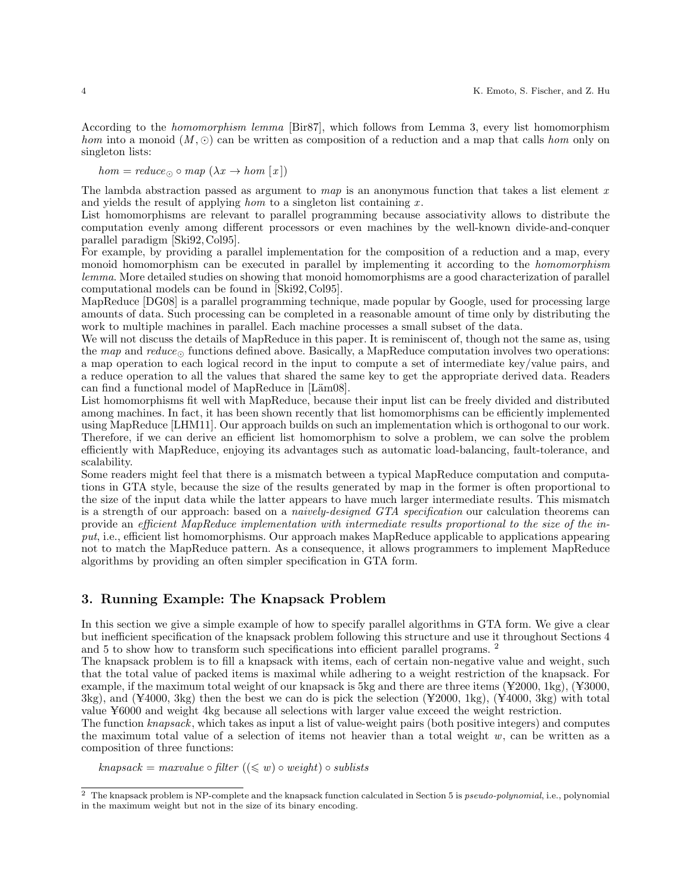According to the *homomorphism lemma* [Bir87], which follows from Lemma 3, every list homomorphism *hom* into a monoid $(M, \odot)$ can be written as composition of a reduction and a map that calls *hom* only on singleton lists:

$$hom = reduce_{\odot} \circ map\ (\lambda x \to hom\ [x])$$

The lambda abstraction passed as argument to *map* is an anonymous function that takes a list element $x$ and yields the result of applying *hom* to a singleton list containing $x$.

List homomorphisms are relevant to parallel programming because associativity allows to distribute the computation evenly among different processors or even machines by the well-known divide-and-conquer parallel paradigm [Ski92, Col95].

For example, by providing a parallel implementation for the composition of a reduction and a map, every monoid homomorphism can be executed in parallel by implementing it according to the *homomorphism lemma*. More detailed studies on showing that monoid homomorphisms are a good characterization of parallel computational models can be found in [Ski92, Col95].

MapReduce [DG08] is a parallel programming technique, made popular by Google, used for processing large amounts of data. Such processing can be completed in a reasonable amount of time only by distributing the work to multiple machines in parallel. Each machine processes a small subset of the data.

We will not discuss the details of MapReduce in this paper. It is reminiscent of, though not the same as, using the *map* and $reduce_{\odot}$ functions defined above. Basically, a MapReduce computation involves two operations: a map operation to each logical record in the input to compute a set of intermediate key/value pairs, and a reduce operation to all the values that shared the same key to get the appropriate derived data. Readers can find a functional model of MapReduce in [Läm08].

List homomorphisms fit well with MapReduce, because their input list can be freely divided and distributed among machines. In fact, it has been shown recently that list homomorphisms can be efficiently implemented using MapReduce [LHM11]. Our approach builds on such an implementation which is orthogonal to our work. Therefore, if we can derive an efficient list homomorphism to solve a problem, we can solve the problem efficiently with MapReduce, enjoying its advantages such as automatic load-balancing, fault-tolerance, and scalability.

Some readers might feel that there is a mismatch between a typical MapReduce computation and computations in GTA style, because the size of the results generated by map in the former is often proportional to the size of the input data while the latter appears to have much larger intermediate results. This mismatch is a strength of our approach: based on a *naively-designed GTA specification* our calculation theorems can provide an *efficient MapReduce implementation with intermediate results proportional to the size of the input*, i.e., efficient list homomorphisms. Our approach makes MapReduce applicable to applications appearing not to match the MapReduce pattern. As a consequence, it allows programmers to implement MapReduce algorithms by providing an often simpler specification in GTA form.

## 3. Running Example: The Knapsack Problem

In this section we give a simple example of how to specify parallel algorithms in GTA form. We give a clear but inefficient specification of the knapsack problem following this structure and use it throughout Sections 4 and 5 to show how to transform such specifications into efficient parallel programs. [2]

The knapsack problem is to fill a knapsack with items, each of certain non-negative value and weight, such that the total value of packed items is maximal while adhering to a weight restriction of the knapsack. For example, if the maximum total weight of our knapsack is 5kg and there are three items (¥2000, 1kg), (¥3000, 3kg), and (¥4000, 3kg) then the best we can do is pick the selection (¥2000, 1kg), (¥4000, 3kg) with total value ¥6000 and weight 4kg because all selections with larger value exceed the weight restriction.

The function *knapsack*, which takes as input a list of value-weight pairs (both positive integers) and computes the maximum total value of a selection of items not heavier than a total weight $w$, can be written as a composition of three functions:

$$knapsack = maxvalue \circ filter\ ((\leqslant w) \circ weight) \circ sublists$$

[2] The knapsack problem is NP-complete and the knapsack function calculated in Section 5 is *pseudo-polynomial*, i.e., polynomial in the maximum weight but not in the size of its binary encoding.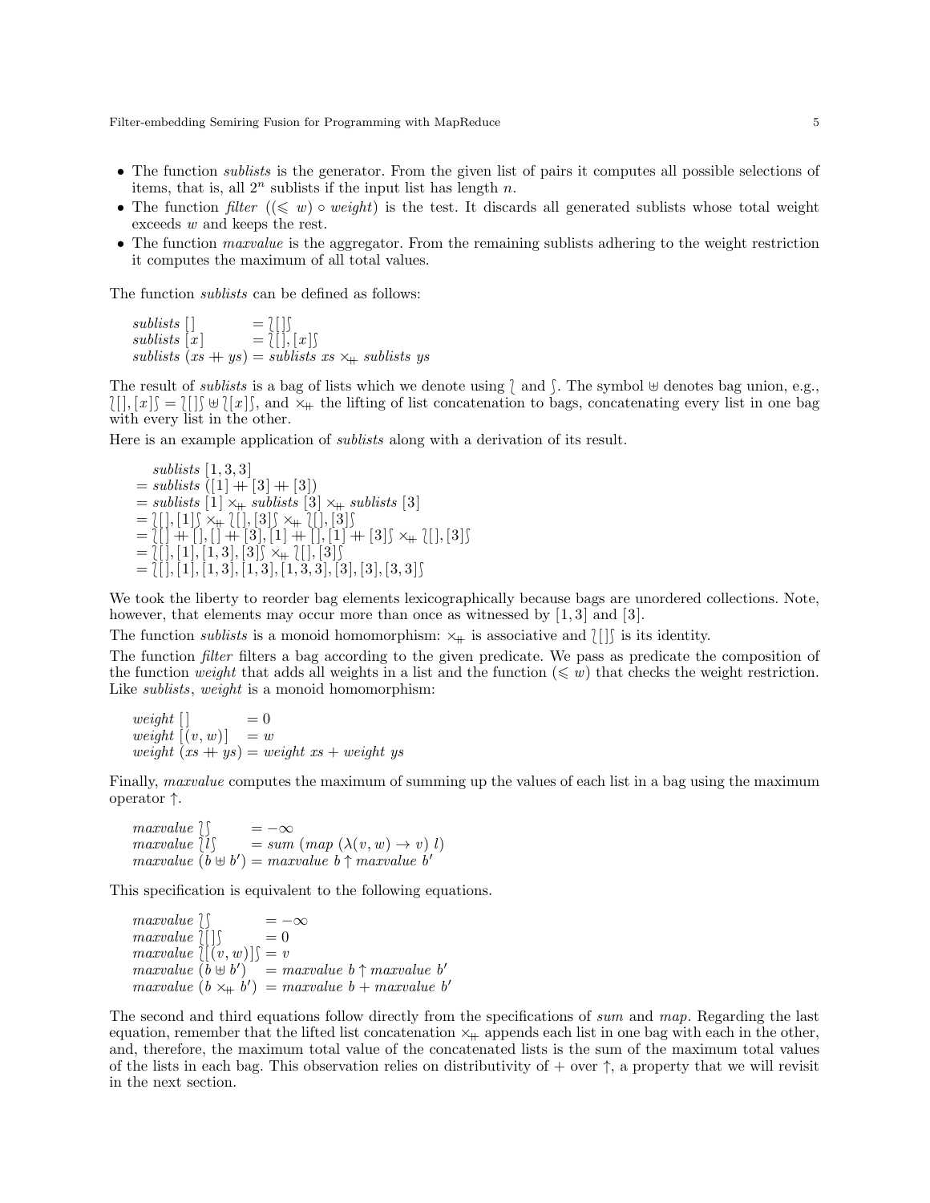- The function *sublists* is the generator. From the given list of pairs it computes all possible selections of items, that is, all $2^n$ sublists if the input list has length $n$.
- The function *filter* $((\leqslant w) \circ weight)$ is the test. It discards all generated sublists whose total weight exceeds $w$ and keeps the rest.
- The function *maxvalue* is the aggregator. From the remaining sublists adhering to the weight restriction it computes the maximum of all total values.

The function *sublists* can be defined as follows:

$$
\begin{aligned}
&sublists\ [\,] &&= \wr [\,] \int \\
&sublists\ [x] &&= \wr [\,], [x] \int \\
&sublists\ (xs +\!\!+\ ys) &&= sublists\ xs \times_{+\!+}\ sublists\ ys
\end{aligned}
$$

The result of *sublists* is a bag of lists which we denote using $\wr$ and $\int$. The symbol $\uplus$ denotes bag union, e.g., $\wr [\,], [x] \int = \wr [\,] \int \uplus \wr [x] \int$, and $\times_{+\!+}$ the lifting of list concatenation to bags, concatenating every list in one bag with every list in the other.

Here is an example application of *sublists* along with a derivation of its result.

$$
\begin{aligned}
&\ \ sublists\ [1,3,3] \\
&= sublists\ ([1] +\!\!+ [3] +\!\!+ [3]) \\
&= sublists\ [1] \times_{+\!+} sublists\ [3] \times_{+\!+} sublists\ [3] \\
&= \wr [\,],[1] \int \times_{+\!+} \wr [\,],[3] \int \times_{+\!+} \wr [\,],[3] \int \\
&= \wr [\,] +\!\!+ [\,], [\,] +\!\!+ [3], [1] +\!\!+ [\,], [1] +\!\!+ [3] \int \times_{+\!+} \wr [\,],[3] \int \\
&= \wr [\,],[1],[1,3],[3] \int \times_{+\!+} \wr [\,],[3] \int \\
&= \wr [\,],[1],[1,3],[1,3],[1,3,3],[3],[3],[3,3] \int
\end{aligned}
$$

We took the liberty to reorder bag elements lexicographically because bags are unordered collections. Note, however, that elements may occur more than once as witnessed by $[1,3]$ and $[3]$.

The function *sublists* is a monoid homomorphism: $\times_{+\!+}$ is associative and $\wr [\,] \int$ is its identity.

The function *filter* filters a bag according to the given predicate. We pass as predicate the composition of the function *weight* that adds all weights in a list and the function $(\leqslant w)$ that checks the weight restriction. Like *sublists*, *weight* is a monoid homomorphism:

$$
\begin{aligned}
&weight\ [\,] &&= 0 \\
&weight\ [(v,w)] &&= w \\
&weight\ (xs +\!\!+\ ys) &&= weight\ xs + weight\ ys
\end{aligned}
$$

Finally, *maxvalue* computes the maximum of summing up the values of each list in a bag using the maximum operator $\uparrow$.

$$
\begin{aligned}
&maxvalue\ \wr\int &&= -\infty \\
&maxvalue\ \wr l \int &&= sum\ (map\ (\lambda(v,w) \rightarrow v)\ l) \\
&maxvalue\ (b \uplus b') &&= maxvalue\ b \uparrow maxvalue\ b'
\end{aligned}
$$

This specification is equivalent to the following equations.

$$
\begin{aligned}
&maxvalue\ \wr\int &&= -\infty \\
&maxvalue\ \wr [\,] \int &&= 0 \\
&maxvalue\ \wr [(v,w)] \int &&= v \\
&maxvalue\ (b \uplus b') &&= maxvalue\ b \uparrow maxvalue\ b' \\
&maxvalue\ (b \times_{+\!+} b') &&= maxvalue\ b + maxvalue\ b'
\end{aligned}
$$

The second and third equations follow directly from the specifications of *sum* and *map*. Regarding the last equation, remember that the lifted list concatenation $\times_{+\!+}$ appends each list in one bag with each in the other, and, therefore, the maximum total value of the concatenated lists is the sum of the maximum total values of the lists in each bag. This observation relies on distributivity of $+$ over $\uparrow$, a property that we will revisit in the next section.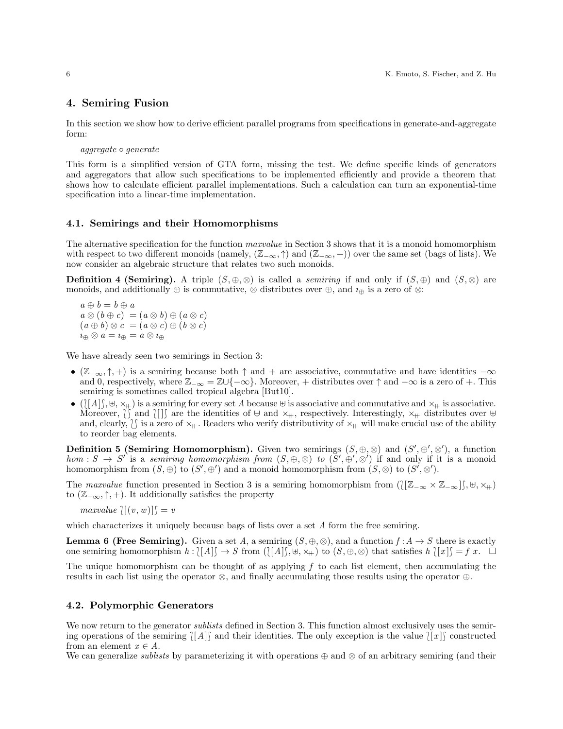## 4. Semiring Fusion

In this section we show how to derive efficient parallel programs from specifications in generate-and-aggregate form:

$aggregate \circ generate$

This form is a simplified version of GTA form, missing the test. We define specific kinds of generators and aggregators that allow such specifications to be implemented efficiently and provide a theorem that shows how to calculate efficient parallel implementations. Such a calculation can turn an exponential-time specification into a linear-time implementation.

### 4.1. Semirings and their Homomorphisms

The alternative specification for the function *maxvalue* in Section 3 shows that it is a monoid homomorphism with respect to two different monoids (namely, $(\mathbb{Z}_{-\infty}, \uparrow)$ and $(\mathbb{Z}_{-\infty}, +)$) over the same set (bags of lists). We now consider an algebraic structure that relates two such monoids.

**Definition 4 (Semiring).** A triple $(S, \oplus, \otimes)$ is called a *semiring* if and only if $(S, \oplus)$ and $(S, \otimes)$ are monoids, and additionally $\oplus$ is commutative, $\otimes$ distributes over $\oplus$, and $\imath_\oplus$ is a zero of $\otimes$:

$$a \oplus b = b \oplus a$$
$$a \otimes (b \oplus c) = (a \otimes b) \oplus (a \otimes c)$$
$$(a \oplus b) \otimes c = (a \otimes c) \oplus (b \otimes c)$$
$$\imath_\oplus \otimes a = \imath_\oplus = a \otimes \imath_\oplus$$

We have already seen two semirings in Section 3:

- $(\mathbb{Z}_{-\infty}, \uparrow, +)$ is a semiring because both $\uparrow$ and $+$ are associative, commutative and have identities $-\infty$ and 0, respectively, where $\mathbb{Z}_{-\infty} = \mathbb{Z} \cup \{-\infty\}$. Moreover, $+$ distributes over $\uparrow$ and $-\infty$ is a zero of $+$. This semiring is sometimes called tropical algebra [But10].
- $(\wr[A]\int, \uplus, \times_{+\!\!+})$ is a semiring for every set $A$ because $\uplus$ is associative and commutative and $\times_{+\!\!+}$ is associative. Moreover, $\wr\int$ and $\wr[]\int$ are the identities of $\uplus$ and $\times_{+\!\!+}$, respectively. Interestingly, $\times_{+\!\!+}$ distributes over $\uplus$ and, clearly, $\wr\int$ is a zero of $\times_{+\!\!+}$. Readers who verify distributivity of $\times_{+\!\!+}$ will make crucial use of the ability to reorder bag elements.

**Definition 5 (Semiring Homomorphism).** Given two semirings $(S, \oplus, \otimes)$ and $(S', \oplus', \otimes')$, a function $hom : S \to S'$ is a *semiring homomorphism from* $(S, \oplus, \otimes)$ *to* $(S', \oplus', \otimes')$ if and only if it is a monoid homomorphism from $(S, \oplus)$ to $(S', \oplus')$ and a monoid homomorphism from $(S, \otimes)$ to $(S', \otimes')$.

The *maxvalue* function presented in Section 3 is a semiring homomorphism from $(\wr[\mathbb{Z}_{-\infty} \times \mathbb{Z}_{-\infty}]\int, \uplus, \times_{+\!\!+})$ to $(\mathbb{Z}_{-\infty}, \uparrow, +)$. It additionally satisfies the property

$maxvalue\ \wr[(v, w)]\int = v$

which characterizes it uniquely because bags of lists over a set $A$ form the free semiring.

**Lemma 6 (Free Semiring).** Given a set $A$, a semiring $(S, \oplus, \otimes)$, and a function $f : A \to S$ there is exactly one semiring homomorphism $h : \wr[A]\int \to S$ from $(\wr[A]\int, \uplus, \times_{+\!\!+})$ to $(S, \oplus, \otimes)$ that satisfies $h\ \wr[x]\int = f\ x$. $\square$

The unique homomorphism can be thought of as applying $f$ to each list element, then accumulating the results in each list using the operator $\otimes$, and finally accumulating those results using the operator $\oplus$.

### 4.2. Polymorphic Generators

We now return to the generator *sublists* defined in Section 3. This function almost exclusively uses the semiring operations of the semiring $\wr[A]\int$ and their identities. The only exception is the value $\wr[x]\int$ constructed from an element $x \in A$.

We can generalize *sublists* by parameterizing it with operations $\oplus$ and $\otimes$ of an arbitrary semiring (and their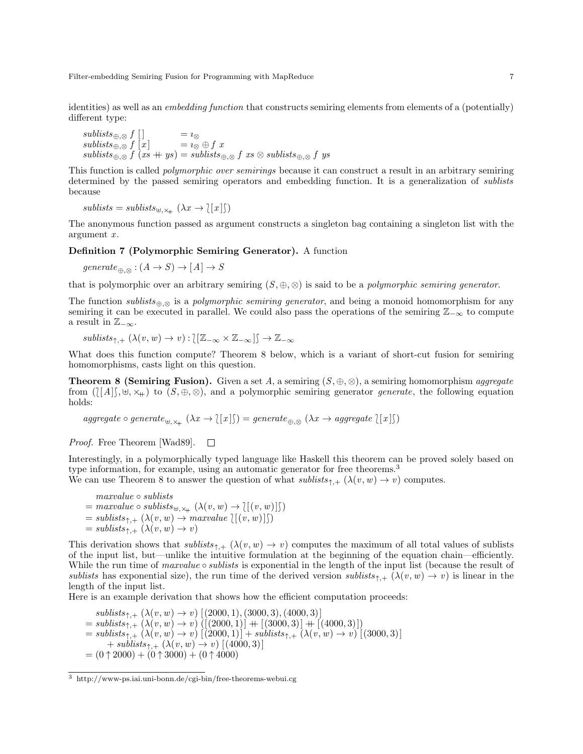identities) as well as an *embedding function* that constructs semiring elements from elements of a (potentially) different type:

$$
\begin{aligned}
&\mathit{sublists}_{\oplus,\otimes}\ f\ [\,] &&= \imath_{\otimes}\\
&\mathit{sublists}_{\oplus,\otimes}\ f\ [x] &&= \imath_{\otimes} \oplus f\ x\\
&\mathit{sublists}_{\oplus,\otimes}\ f\ (xs +\!\!+\ ys) &&= \mathit{sublists}_{\oplus,\otimes}\ f\ xs \otimes \mathit{sublists}_{\oplus,\otimes}\ f\ ys
\end{aligned}
$$

This function is called *polymorphic over semirings* because it can construct a result in an arbitrary semiring determined by the passed semiring operators and embedding function. It is a generalization of *sublists* because

$$\mathit{sublists} = \mathit{sublists}_{\uplus,\times_{+\!\!+}}\ (\lambda x \to \wr [x] \int)$$

The anonymous function passed as argument constructs a singleton bag containing a singleton list with the argument $x$.

**Definition 7 (Polymorphic Semiring Generator).** A function

$$\mathit{generate}_{\oplus,\otimes} : (A \to S) \to [A] \to S$$

that is polymorphic over an arbitrary semiring $(S, \oplus, \otimes)$ is said to be a *polymorphic semiring generator*.

The function $\mathit{sublists}_{\oplus,\otimes}$ is a *polymorphic semiring generator*, and being a monoid homomorphism for any semiring it can be executed in parallel. We could also pass the operations of the semiring $\mathbb{Z}_{-\infty}$ to compute a result in $\mathbb{Z}_{-\infty}$.

$$\mathit{sublists}_{\uparrow,+}\ (\lambda(v,w) \to v) : \wr [\mathbb{Z}_{-\infty} \times \mathbb{Z}_{-\infty}] \int \to \mathbb{Z}_{-\infty}$$

What does this function compute? Theorem 8 below, which is a variant of short-cut fusion for semiring homomorphisms, casts light on this question.

**Theorem 8 (Semiring Fusion).** Given a set $A$, a semiring $(S, \oplus, \otimes)$, a semiring homomorphism *aggregate* from $(\wr [A] \int, \uplus, \times_{+\!\!+})$ to $(S, \oplus, \otimes)$, and a polymorphic semiring generator *generate*, the following equation holds:

$$\mathit{aggregate} \circ \mathit{generate}_{\uplus,\times_{+\!\!+}}\ (\lambda x \to \wr [x] \int) = \mathit{generate}_{\oplus,\otimes}\ (\lambda x \to \mathit{aggregate}\ \wr [x] \int)$$

*Proof.* Free Theorem [Wad89]. $\square$

Interestingly, in a polymorphically typed language like Haskell this theorem can be proved solely based on type information, for example, using an automatic generator for free theorems.[3]
We can use Theorem 8 to answer the question of what $\mathit{sublists}_{\uparrow,+}\ (\lambda(v,w) \to v)$ computes.

$$
\begin{aligned}
&\ \mathit{maxvalue} \circ \mathit{sublists}\\
=&\ \mathit{maxvalue} \circ \mathit{sublists}_{\uplus,\times_{+\!\!+}}\ (\lambda(v,w) \to \wr [(v,w)] \int)\\
=&\ \mathit{sublists}_{\uparrow,+}\ (\lambda(v,w) \to \mathit{maxvalue}\ \wr [(v,w)] \int)\\
=&\ \mathit{sublists}_{\uparrow,+}\ (\lambda(v,w) \to v)
\end{aligned}
$$

This derivation shows that $\mathit{sublists}_{\uparrow,+}\ (\lambda(v,w) \to v)$ computes the maximum of all total values of sublists of the input list, but—unlike the intuitive formulation at the beginning of the equation chain—efficiently. While the run time of $\mathit{maxvalue} \circ \mathit{sublists}$ is exponential in the length of the input list (because the result of *sublists* has exponential size), the run time of the derived version $\mathit{sublists}_{\uparrow,+}\ (\lambda(v,w) \to v)$ is linear in the length of the input list.
Here is an example derivation that shows how the efficient computation proceeds:

$$
\begin{aligned}
&\ \mathit{sublists}_{\uparrow,+}\ (\lambda(v,w) \to v)\ [(2000,1),(3000,3),(4000,3)]\\
=&\ \mathit{sublists}_{\uparrow,+}\ (\lambda(v,w) \to v)\ ([(2000,1)] +\!\!+ [(3000,3)] +\!\!+ [(4000,3)])\\
=&\ \mathit{sublists}_{\uparrow,+}\ (\lambda(v,w) \to v)\ [(2000,1)] + \mathit{sublists}_{\uparrow,+}\ (\lambda(v,w) \to v)\ [(3000,3)]\\
&\quad + \mathit{sublists}_{\uparrow,+}\ (\lambda(v,w) \to v)\ [(4000,3)]\\
=&\ (0 \uparrow 2000) + (0 \uparrow 3000) + (0 \uparrow 4000)
\end{aligned}
$$

[3] http://www-ps.iai.uni-bonn.de/cgi-bin/free-theorems-webui.cg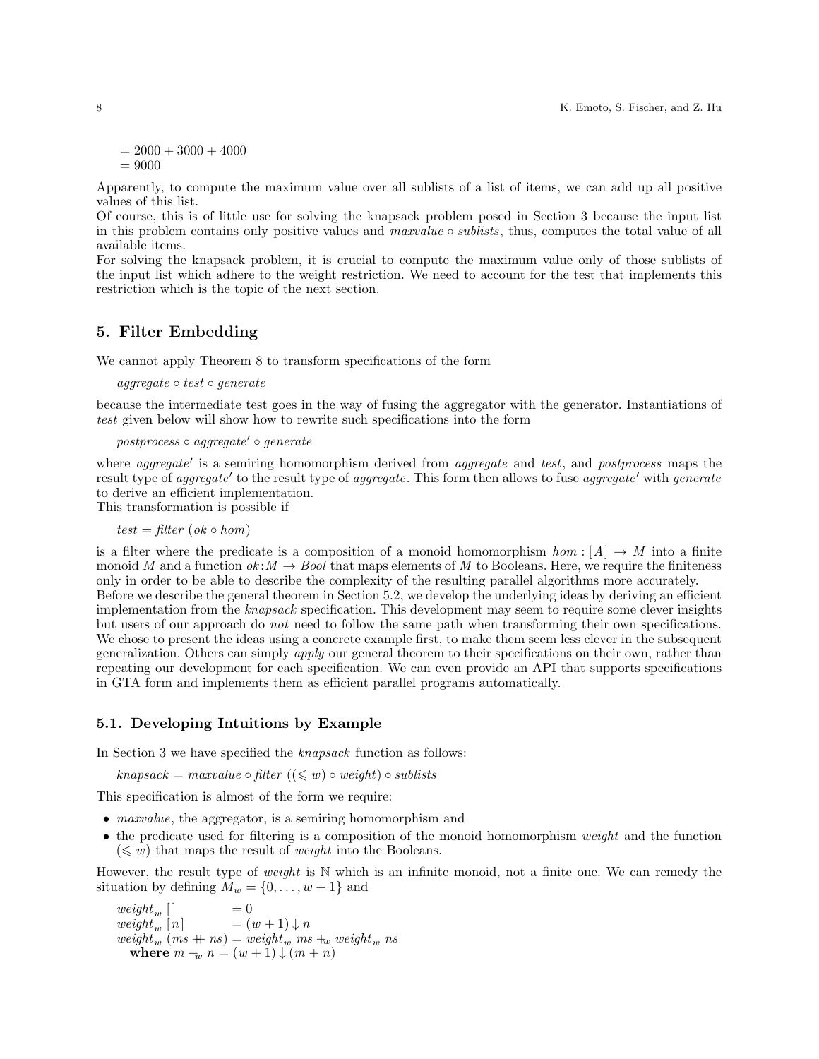$= 2000 + 3000 + 4000$
$= 9000$

Apparently, to compute the maximum value over all sublists of a list of items, we can add up all positive values of this list.
Of course, this is of little use for solving the knapsack problem posed in Section 3 because the input list in this problem contains only positive values and $maxvalue \circ sublists$, thus, computes the total value of all available items.
For solving the knapsack problem, it is crucial to compute the maximum value only of those sublists of the input list which adhere to the weight restriction. We need to account for the test that implements this restriction which is the topic of the next section.

## 5. Filter Embedding

We cannot apply Theorem 8 to transform specifications of the form

$$aggregate \circ test \circ generate$$

because the intermediate test goes in the way of fusing the aggregator with the generator. Instantiations of *test* given below will show how to rewrite such specifications into the form

$$postprocess \circ aggregate' \circ generate$$

where $aggregate'$ is a semiring homomorphism derived from *aggregate* and *test*, and *postprocess* maps the result type of $aggregate'$ to the result type of *aggregate*. This form then allows to fuse $aggregate'$ with *generate* to derive an efficient implementation.
This transformation is possible if

$$test = filter\ (ok \circ hom)$$

is a filter where the predicate is a composition of a monoid homomorphism $hom : [A] \to M$ into a finite monoid $M$ and a function $ok : M \to Bool$ that maps elements of $M$ to Booleans. Here, we require the finiteness only in order to be able to describe the complexity of the resulting parallel algorithms more accurately.
Before we describe the general theorem in Section 5.2, we develop the underlying ideas by deriving an efficient implementation from the *knapsack* specification. This development may seem to require some clever insights but users of our approach do *not* need to follow the same path when transforming their own specifications. We chose to present the ideas using a concrete example first, to make them seem less clever in the subsequent generalization. Others can simply *apply* our general theorem to their specifications on their own, rather than repeating our development for each specification. We can even provide an API that supports specifications in GTA form and implements them as efficient parallel programs automatically.

### 5.1. Developing Intuitions by Example

In Section 3 we have specified the *knapsack* function as follows:

$$knapsack = maxvalue \circ filter\ ((\leqslant w) \circ weight) \circ sublists$$

This specification is almost of the form we require:

- *maxvalue*, the aggregator, is a semiring homomorphism and
- the predicate used for filtering is a composition of the monoid homomorphism *weight* and the function $(\leqslant w)$ that maps the result of *weight* into the Booleans.

However, the result type of *weight* is $\mathbb{N}$ which is an infinite monoid, not a finite one. We can remedy the situation by defining $M_w = \{0, \ldots, w+1\}$ and

$$
\begin{aligned}
&weight_w\ [\,] = 0 \\
&weight_w\ [n] = (w+1) \downarrow n \\
&weight_w\ (ms +\!\!+ ns) = weight_w\ ms +_w weight_w\ ns \\
&\quad \textbf{where}\ m +_w n = (w+1) \downarrow (m+n)
\end{aligned}
$$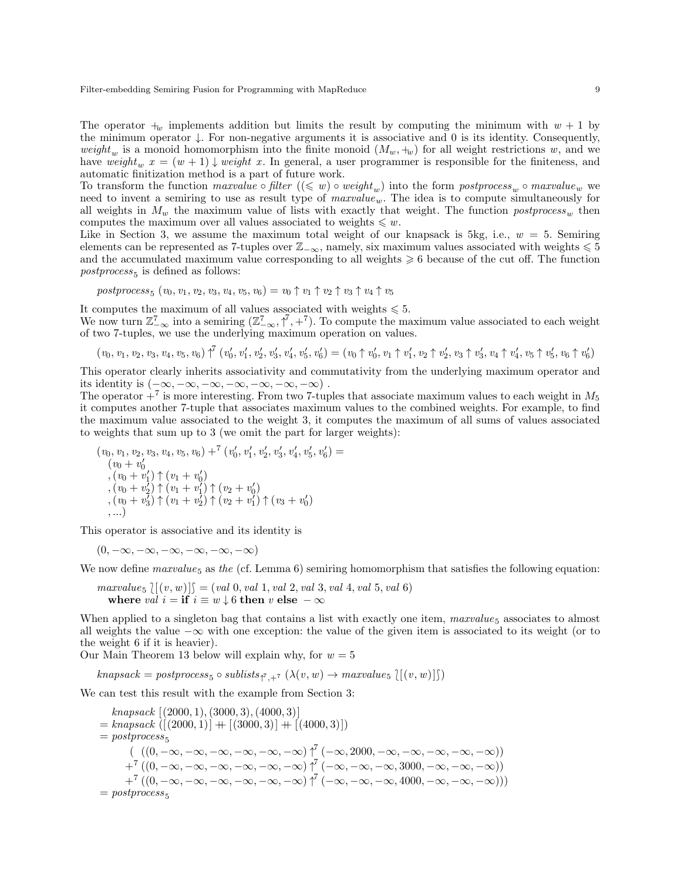The operator $+\!\!\!\!\;_w$ implements addition but limits the result by computing the minimum with $w+1$ by the minimum operator $\downarrow$. For non-negative arguments it is associative and 0 is its identity. Consequently, $weight_w$ is a monoid homomorphism into the finite monoid $(M_w, +_w)$ for all weight restrictions $w$, and we have $weight_w\ x = (w+1) \downarrow weight\ x$. In general, a user programmer is responsible for the finiteness, and automatic finitization method is a part of future work.

To transform the function $maxvalue \circ filter\ ((\leqslant w) \circ weight_w)$ into the form $postprocess_w \circ maxvalue_w$ we need to invent a semiring to use as result type of $maxvalue_w$. The idea is to compute simultaneously for all weights in $M_w$ the maximum value of lists with exactly that weight. The function $postprocess_w$ then computes the maximum over all values associated to weights $\leqslant w$.

Like in Section 3, we assume the maximum total weight of our knapsack is 5kg, i.e., $w = 5$. Semiring elements can be represented as 7-tuples over $\mathbb{Z}_{-\infty}$, namely, six maximum values associated with weights $\leqslant 5$ and the accumulated maximum value corresponding to all weights $\geqslant 6$ because of the cut off. The function $postprocess_5$ is defined as follows:

$$postprocess_5\ (v_0, v_1, v_2, v_3, v_4, v_5, v_6) = v_0 \uparrow v_1 \uparrow v_2 \uparrow v_3 \uparrow v_4 \uparrow v_5$$

It computes the maximum of all values associated with weights $\leqslant 5$.

We now turn $\mathbb{Z}^7_{-\infty}$ into a semiring $(\mathbb{Z}^7_{-\infty}, \uparrow^7, +^7)$. To compute the maximum value associated to each weight of two 7-tuples, we use the underlying maximum operation on values.

$$(v_0, v_1, v_2, v_3, v_4, v_5, v_6) \uparrow^7 (v'_0, v'_1, v'_2, v'_3, v'_4, v'_5, v'_6) = (v_0 \uparrow v'_0, v_1 \uparrow v'_1, v_2 \uparrow v'_2, v_3 \uparrow v'_3, v_4 \uparrow v'_4, v_5 \uparrow v'_5, v_6 \uparrow v'_6)$$

This operator clearly inherits associativity and commutativity from the underlying maximum operator and its identity is $(-\infty, -\infty, -\infty, -\infty, -\infty, -\infty, -\infty)$ .

The operator $+^7$ is more interesting. From two 7-tuples that associate maximum values to each weight in $M_5$ it computes another 7-tuple that associates maximum values to the combined weights. For example, to find the maximum value associated to the weight 3, it computes the maximum of all sums of values associated to weights that sum up to 3 (we omit the part for larger weights):

$$\begin{array}{l}
(v_0, v_1, v_2, v_3, v_4, v_5, v_6) +^7 (v'_0, v'_1, v'_2, v'_3, v'_4, v'_5, v'_6) = \\
\quad (v_0 + v'_0 \\
\quad , (v_0 + v'_1) \uparrow (v_1 + v'_0) \\
\quad , (v_0 + v'_2) \uparrow (v_1 + v'_1) \uparrow (v_2 + v'_0) \\
\quad , (v_0 + v'_3) \uparrow (v_1 + v'_2) \uparrow (v_2 + v'_1) \uparrow (v_3 + v'_0) \\
\quad , \ldots)
\end{array}$$

This operator is associative and its identity is

$$(0, -\infty, -\infty, -\infty, -\infty, -\infty, -\infty)$$

We now define $maxvalue_5$ as *the* (cf. Lemma 6) semiring homomorphism that satisfies the following equation:

$$\begin{array}{l}
maxvalue_5\ \wr[(v, w)]\wr = (val\ 0, val\ 1, val\ 2, val\ 3, val\ 4, val\ 5, val\ 6) \\
\quad \textbf{where}\ val\ i = \textbf{if}\ i \equiv w \downarrow 6\ \textbf{then}\ v\ \textbf{else}\ -\infty
\end{array}$$

When applied to a singleton bag that contains a list with exactly one item, $maxvalue_5$ associates to almost all weights the value $-\infty$ with one exception: the value of the given item is associated to its weight (or to the weight 6 if it is heavier).

Our Main Theorem 13 below will explain why, for $w = 5$

$$knapsack = postprocess_5 \circ sublists_{\uparrow^7, +^7}\ (\lambda(v, w) \rightarrow maxvalue_5\ \wr[(v, w)]\wr)$$

We can test this result with the example from Section 3:

$$\begin{array}{l}
\quad knapsack\ [(2000, 1), (3000, 3), (4000, 3)] \\
= knapsack\ ([(2000, 1)] +\!\!+ [(3000, 3)] +\!\!+ [(4000, 3)]) \\
= postprocess_5 \\
\qquad (\ \ ((0, -\infty, -\infty, -\infty, -\infty, -\infty, -\infty) \uparrow^7 (-\infty, 2000, -\infty, -\infty, -\infty, -\infty, -\infty)) \\
\qquad +^7 ((0, -\infty, -\infty, -\infty, -\infty, -\infty, -\infty) \uparrow^7 (-\infty, -\infty, -\infty, 3000, -\infty, -\infty, -\infty)) \\
\qquad +^7 ((0, -\infty, -\infty, -\infty, -\infty, -\infty, -\infty) \uparrow^7 (-\infty, -\infty, -\infty, 4000, -\infty, -\infty, -\infty))) \\
= postprocess_5
\end{array}$$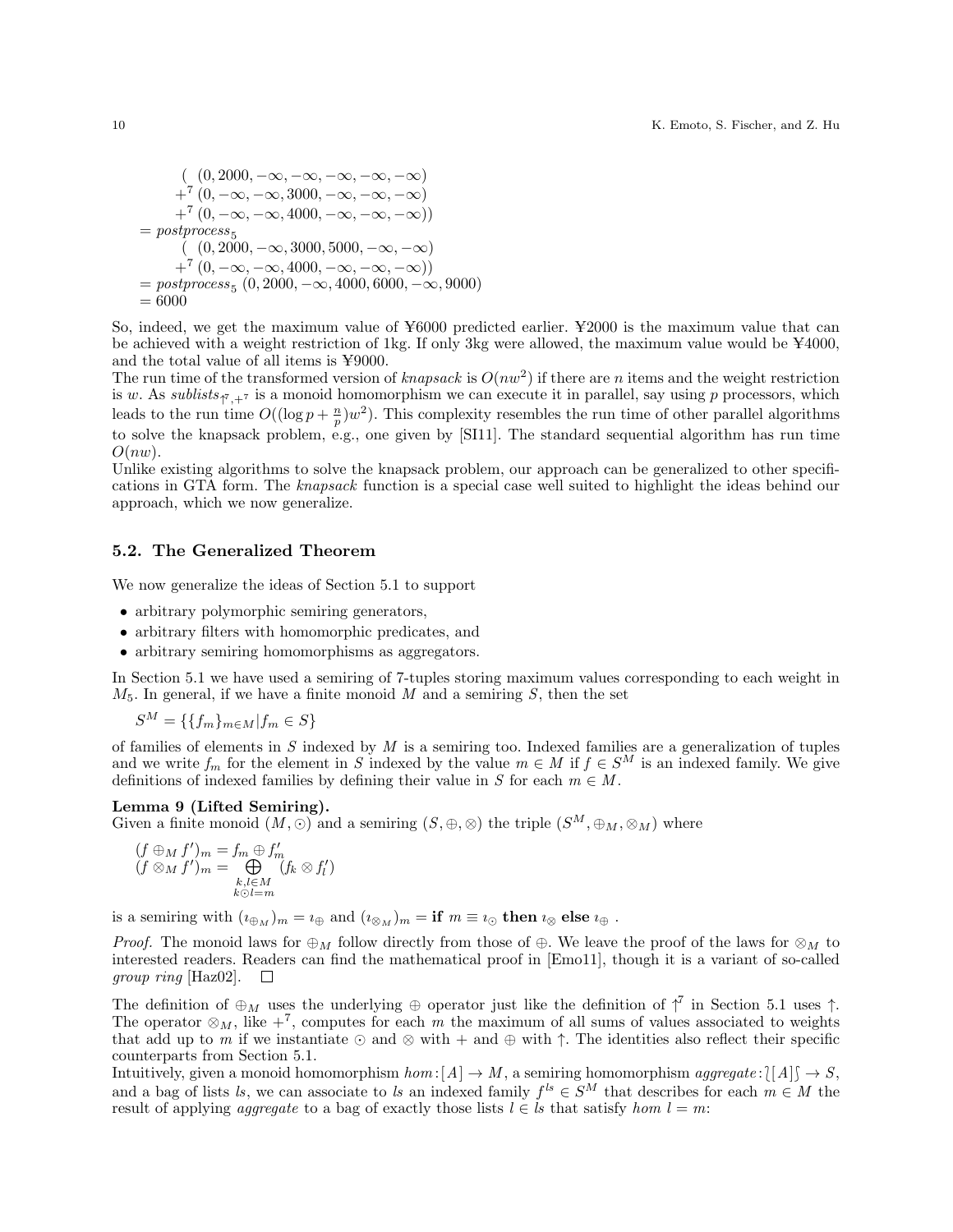$$
\begin{aligned}
&\quad (\ (0, 2000, -\infty, -\infty, -\infty, -\infty, -\infty) \\
&\quad +^7 (0, -\infty, -\infty, 3000, -\infty, -\infty, -\infty) \\
&\quad +^7 (0, -\infty, -\infty, 4000, -\infty, -\infty, -\infty)) \\
&= \mathit{postprocess}_5 \\
&\quad (\ (0, 2000, -\infty, 3000, 5000, -\infty, -\infty) \\
&\quad +^7 (0, -\infty, -\infty, 4000, -\infty, -\infty, -\infty)) \\
&= \mathit{postprocess}_5\ (0, 2000, -\infty, 4000, 6000, -\infty, 9000) \\
&= 6000
\end{aligned}
$$

So, indeed, we get the maximum value of ¥6000 predicted earlier. ¥2000 is the maximum value that can be achieved with a weight restriction of 1kg. If only 3kg were allowed, the maximum value would be ¥4000, and the total value of all items is ¥9000.

The run time of the transformed version of *knapsack* is $O(nw^2)$ if there are $n$ items and the weight restriction is $w$. As $\mathit{sublists}_{\uparrow^7, +^7}$ is a monoid homomorphism we can execute it in parallel, say using $p$ processors, which leads to the run time $O((\log p + \frac{n}{p})w^2)$. This complexity resembles the run time of other parallel algorithms to solve the knapsack problem, e.g., one given by [SI11]. The standard sequential algorithm has run time $O(nw)$.

Unlike existing algorithms to solve the knapsack problem, our approach can be generalized to other specifications in GTA form. The *knapsack* function is a special case well suited to highlight the ideas behind our approach, which we now generalize.

### 5.2. The Generalized Theorem

We now generalize the ideas of Section 5.1 to support

- arbitrary polymorphic semiring generators,
- arbitrary filters with homomorphic predicates, and
- arbitrary semiring homomorphisms as aggregators.

In Section 5.1 we have used a semiring of 7-tuples storing maximum values corresponding to each weight in $M_5$. In general, if we have a finite monoid $M$ and a semiring $S$, then the set

$$S^M = \{\{f_m\}_{m \in M} | f_m \in S\}$$

of families of elements in $S$ indexed by $M$ is a semiring too. Indexed families are a generalization of tuples and we write $f_m$ for the element in $S$ indexed by the value $m \in M$ if $f \in S^M$ is an indexed family. We give definitions of indexed families by defining their value in $S$ for each $m \in M$.

**Lemma 9 (Lifted Semiring).**
Given a finite monoid $(M, \odot)$ and a semiring $(S, \oplus, \otimes)$ the triple $(S^M, \oplus_M, \otimes_M)$ where

$$
\begin{aligned}
(f \oplus_M f')_m &= f_m \oplus f'_m \\
(f \otimes_M f')_m &= \bigoplus_{\substack{k,l \in M \\ k \odot l = m}} (f_k \otimes f'_l)
\end{aligned}
$$

is a semiring with $(\imath_{\oplus_M})_m = \imath_\oplus$ and $(\imath_{\otimes_M})_m = \textbf{if } m \equiv \imath_\odot \textbf{ then } \imath_\otimes \textbf{ else } \imath_\oplus$ .

*Proof.* The monoid laws for $\oplus_M$ follow directly from those of $\oplus$. We leave the proof of the laws for $\otimes_M$ to interested readers. Readers can find the mathematical proof in [Emo11], though it is a variant of so-called *group ring* [Haz02]. □

The definition of $\oplus_M$ uses the underlying $\oplus$ operator just like the definition of $\uparrow^7$ in Section 5.1 uses $\uparrow$. The operator $\otimes_M$, like $+^7$, computes for each $m$ the maximum of all sums of values associated to weights that add up to $m$ if we instantiate $\odot$ and $\otimes$ with $+$ and $\oplus$ with $\uparrow$. The identities also reflect their specific counterparts from Section 5.1.

Intuitively, given a monoid homomorphism $\mathit{hom} : [A] \to M$, a semiring homomorphism $\mathit{aggregate} : \wr[A]\wr \to S$, and a bag of lists $\mathit{ls}$, we can associate to $\mathit{ls}$ an indexed family $f^{\mathit{ls}} \in S^M$ that describes for each $m \in M$ the result of applying $\mathit{aggregate}$ to a bag of exactly those lists $l \in \mathit{ls}$ that satisfy $\mathit{hom}\ l = m$: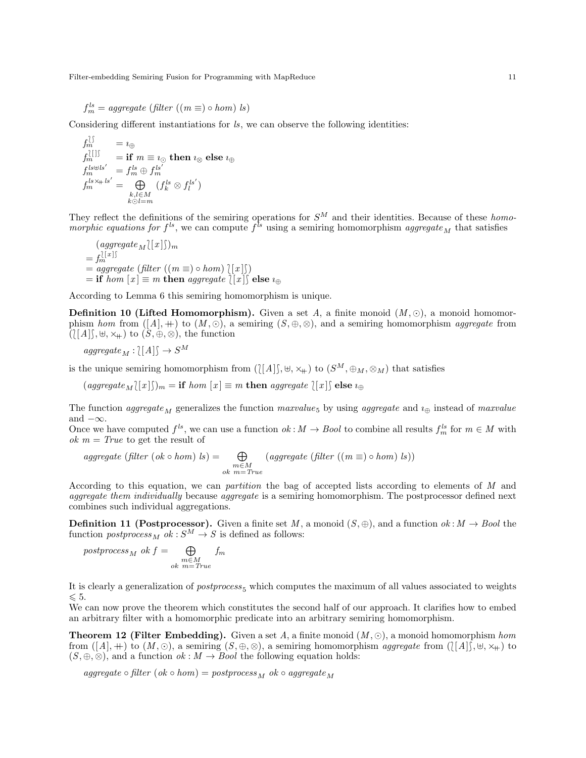$$f_m^{ls} = \mathit{aggregate}\ (\mathit{filter}\ ((m \equiv) \circ \mathit{hom})\ ls)$$

Considering different instantiations for *ls*, we can observe the following identities:

$$
\begin{aligned}
f_m^{\wr\,\wr} &= \imath_\oplus \\
f_m^{\wr[\,]\wr} &= \textbf{if } m \equiv \imath_\odot \textbf{ then } \imath_\otimes \textbf{ else } \imath_\oplus \\
f_m^{ls \uplus ls'} &= f_m^{ls} \oplus f_m^{ls'} \\
f_m^{ls \times_{+\!\!+} ls'} &= \bigoplus_{\substack{k,l \in M \\ k \odot l = m}} (f_k^{ls} \otimes f_l^{ls'})
\end{aligned}
$$

They reflect the definitions of the semiring operations for $S^M$ and their identities. Because of these *homomorphic equations for* $f^{ls}$, we can compute $f^{ls}$ using a semiring homomorphism $\mathit{aggregate}_M$ that satisfies

$$
\begin{aligned}
&(\mathit{aggregate}_M \wr[x]\wr)_m \\
&= f_m^{\wr[x]\wr} \\
&= \mathit{aggregate}\ (\mathit{filter}\ ((m \equiv) \circ \mathit{hom})\ \wr[x]\wr) \\
&= \textbf{if } \mathit{hom}\ [x] \equiv m \textbf{ then } \mathit{aggregate}\ \wr[x]\wr \textbf{ else } \imath_\oplus
\end{aligned}
$$

According to Lemma 6 this semiring homomorphism is unique.

**Definition 10 (Lifted Homomorphism).** Given a set $A$, a finite monoid $(M, \odot)$, a monoid homomorphism *hom* from $([A], +\!\!+)$ to $(M, \odot)$, a semiring $(S, \oplus, \otimes)$, and a semiring homomorphism *aggregate* from $(\wr[A]\wr, \uplus, \times_{+\!\!+})$ to $(S, \oplus, \otimes)$, the function

$$\mathit{aggregate}_M : \wr[A]\wr \to S^M$$

is the unique semiring homomorphism from $(\wr[A]\wr, \uplus, \times_{+\!\!+})$ to $(S^M, \oplus_M, \otimes_M)$ that satisfies

$$(\mathit{aggregate}_M \wr[x]\wr)_m = \textbf{if } \mathit{hom}\ [x] \equiv m \textbf{ then } \mathit{aggregate}\ \wr[x]\wr \textbf{ else } \imath_\oplus$$

The function $\mathit{aggregate}_M$ generalizes the function $\mathit{maxvalue}_5$ by using *aggregate* and $\imath_\oplus$ instead of *maxvalue* and $-\infty$.

Once we have computed $f^{ls}$, we can use a function $ok : M \to \mathit{Bool}$ to combine all results $f_m^{ls}$ for $m \in M$ with $ok\ m = \mathit{True}$ to get the result of

$$\mathit{aggregate}\ (\mathit{filter}\ (ok \circ \mathit{hom})\ ls) = \bigoplus_{\substack{m \in M \\ ok\ m = \mathit{True}}} (\mathit{aggregate}\ (\mathit{filter}\ ((m \equiv) \circ \mathit{hom})\ ls))$$

According to this equation, we can *partition* the bag of accepted lists according to elements of $M$ and *aggregate them individually* because *aggregate* is a semiring homomorphism. The postprocessor defined next combines such individual aggregations.

**Definition 11 (Postprocessor).** Given a finite set $M$, a monoid $(S, \oplus)$, and a function $ok : M \to \mathit{Bool}$ the function $\mathit{postprocess}_M\ ok : S^M \to S$ is defined as follows:

$$\mathit{postprocess}_M\ ok\ f = \bigoplus_{\substack{m \in M \\ ok\ m = \mathit{True}}} f_m$$

It is clearly a generalization of $\mathit{postprocess}_5$ which computes the maximum of all values associated to weights $\leqslant 5$.

We can now prove the theorem which constitutes the second half of our approach. It clarifies how to embed an arbitrary filter with a homomorphic predicate into an arbitrary semiring homomorphism.

**Theorem 12 (Filter Embedding).** Given a set $A$, a finite monoid $(M, \odot)$, a monoid homomorphism *hom* from $([A], +\!\!+)$ to $(M, \odot)$, a semiring $(S, \oplus, \otimes)$, a semiring homomorphism *aggregate* from $(\wr[A]\wr, \uplus, \times_{+\!\!+})$ to $(S, \oplus, \otimes)$, and a function $ok : M \to \mathit{Bool}$ the following equation holds:

$$\mathit{aggregate} \circ \mathit{filter}\ (ok \circ \mathit{hom}) = \mathit{postprocess}_M\ ok \circ \mathit{aggregate}_M$$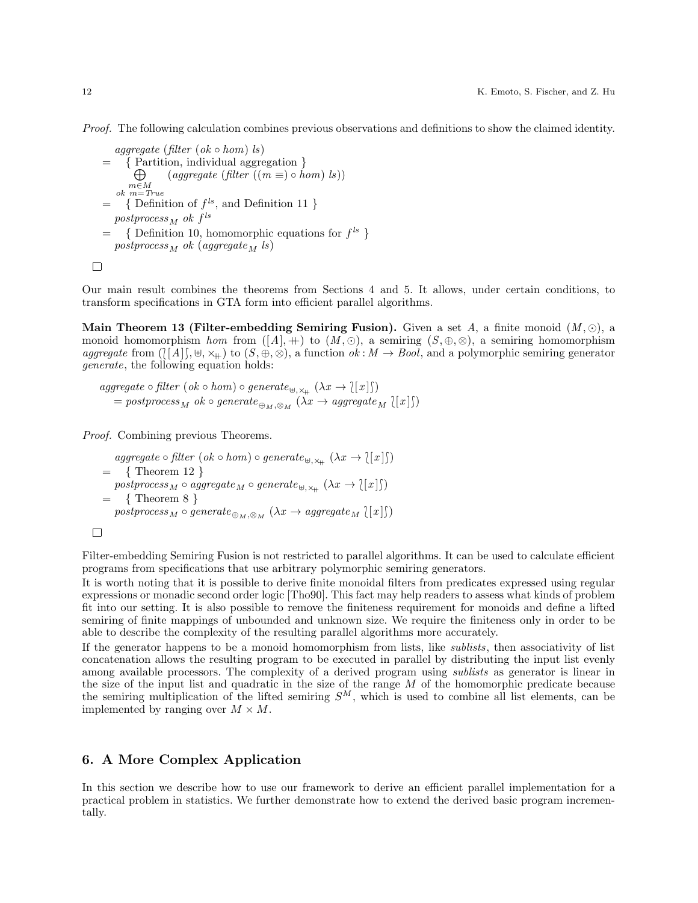*Proof.* The following calculation combines previous observations and definitions to show the claimed identity.

$$
\begin{aligned}
& \mathit{aggregate}\ (\mathit{filter}\ (\mathit{ok} \circ \mathit{hom})\ \mathit{ls}) \\
= & \quad \{ \text{ Partition, individual aggregation } \} \\
& \bigoplus_{\substack{m \in M \\ \mathit{ok}\ m = \mathit{True}}} (\mathit{aggregate}\ (\mathit{filter}\ ((m \equiv) \circ \mathit{hom})\ \mathit{ls})) \\
= & \quad \{ \text{ Definition of } f^{ls}\text{, and Definition 11 } \} \\
& \mathit{postprocess}_M\ \mathit{ok}\ f^{ls} \\
= & \quad \{ \text{ Definition 10, homomorphic equations for } f^{ls} \ \} \\
& \mathit{postprocess}_M\ \mathit{ok}\ (\mathit{aggregate}_M\ \mathit{ls})
\end{aligned}
$$

□

Our main result combines the theorems from Sections 4 and 5. It allows, under certain conditions, to transform specifications in GTA form into efficient parallel algorithms.

**Main Theorem 13 (Filter-embedding Semiring Fusion).** Given a set $A$, a finite monoid $(M, \odot)$, a monoid homomorphism *hom* from $([A], +\!\!+)$ to $(M, \odot)$, a semiring $(S, \oplus, \otimes)$, a semiring homomorphism *aggregate* from $(\wr [A] \wr, \uplus, \times_{+\!\!+})$ to $(S, \oplus, \otimes)$, a function $ok : M \to Bool$, and a polymorphic semiring generator *generate*, the following equation holds:

$$
\begin{aligned}
& \mathit{aggregate} \circ \mathit{filter}\ (\mathit{ok} \circ \mathit{hom}) \circ \mathit{generate}_{\uplus, \times_{+\!\!+}}\ (\lambda x \to \wr [x] \wr) \\
& \quad = \mathit{postprocess}_M\ \mathit{ok} \circ \mathit{generate}_{\oplus_M, \otimes_M}\ (\lambda x \to \mathit{aggregate}_M\ \wr [x] \wr)
\end{aligned}
$$

*Proof.* Combining previous Theorems.

$$
\begin{aligned}
& \mathit{aggregate} \circ \mathit{filter}\ (\mathit{ok} \circ \mathit{hom}) \circ \mathit{generate}_{\uplus, \times_{+\!\!+}}\ (\lambda x \to \wr [x] \wr) \\
= & \quad \{ \text{ Theorem 12 } \} \\
& \mathit{postprocess}_M \circ \mathit{aggregate}_M \circ \mathit{generate}_{\uplus, \times_{+\!\!+}}\ (\lambda x \to \wr [x] \wr) \\
= & \quad \{ \text{ Theorem 8 } \} \\
& \mathit{postprocess}_M \circ \mathit{generate}_{\oplus_M, \otimes_M}\ (\lambda x \to \mathit{aggregate}_M\ \wr [x] \wr)
\end{aligned}
$$

□

Filter-embedding Semiring Fusion is not restricted to parallel algorithms. It can be used to calculate efficient programs from specifications that use arbitrary polymorphic semiring generators.

It is worth noting that it is possible to derive finite monoidal filters from predicates expressed using regular expressions or monadic second order logic [Tho90]. This fact may help readers to assess what kinds of problem fit into our setting. It is also possible to remove the finiteness requirement for monoids and define a lifted semiring of finite mappings of unbounded and unknown size. We require the finiteness only in order to be able to describe the complexity of the resulting parallel algorithms more accurately.

If the generator happens to be a monoid homomorphism from lists, like *sublists*, then associativity of list concatenation allows the resulting program to be executed in parallel by distributing the input list evenly among available processors. The complexity of a derived program using *sublists* as generator is linear in the size of the input list and quadratic in the size of the range $M$ of the homomorphic predicate because the semiring multiplication of the lifted semiring $S^M$, which is used to combine all list elements, can be implemented by ranging over $M \times M$.

## 6. A More Complex Application

In this section we describe how to use our framework to derive an efficient parallel implementation for a practical problem in statistics. We further demonstrate how to extend the derived basic program incrementally.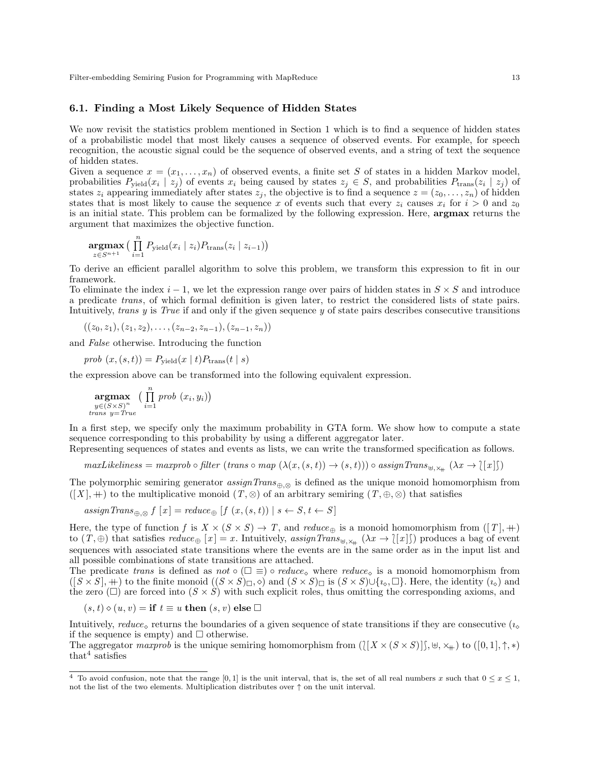### 6.1. Finding a Most Likely Sequence of Hidden States

We now revisit the statistics problem mentioned in Section 1 which is to find a sequence of hidden states of a probabilistic model that most likely causes a sequence of observed events. For example, for speech recognition, the acoustic signal could be the sequence of observed events, and a string of text the sequence of hidden states.

Given a sequence $x = (x_1, \ldots, x_n)$ of observed events, a finite set $S$ of states in a hidden Markov model, probabilities $P_{\mathrm{yield}}(x_i \mid z_j)$ of events $x_i$ being caused by states $z_j \in S$, and probabilities $P_{\mathrm{trans}}(z_i \mid z_j)$ of states $z_i$ appearing immediately after states $z_j$, the objective is to find a sequence $z = (z_0, \ldots, z_n)$ of hidden states that is most likely to cause the sequence $x$ of events such that every $z_i$ causes $x_i$ for $i > 0$ and $z_0$ is an initial state. This problem can be formalized by the following expression. Here, **argmax** returns the argument that maximizes the objective function.

$$\mathop{\mathbf{argmax}}_{z \in S^{n+1}} \big( \prod_{i=1}^{n} P_{\mathrm{yield}}(x_i \mid z_i) P_{\mathrm{trans}}(z_i \mid z_{i-1}) \big)$$

To derive an efficient parallel algorithm to solve this problem, we transform this expression to fit in our framework.

To eliminate the index $i-1$, we let the expression range over pairs of hidden states in $S \times S$ and introduce a predicate *trans*, of which formal definition is given later, to restrict the considered lists of state pairs. Intuitively, *trans* $y$ is *True* if and only if the given sequence $y$ of state pairs describes consecutive transitions

$$((z_0, z_1), (z_1, z_2), \ldots, (z_{n-2}, z_{n-1}), (z_{n-1}, z_n))$$

and *False* otherwise. Introducing the function

$$\mathit{prob}\ (x, (s, t)) = P_{\mathrm{yield}}(x \mid t) P_{\mathrm{trans}}(t \mid s)$$

the expression above can be transformed into the following equivalent expression.

$$\mathop{\mathbf{argmax}}_{\substack{y \in (S \times S)^n \\ \mathit{trans}\ y = \mathit{True}}} \ \big( \prod_{i=1}^{n} \mathit{prob}\ (x_i, y_i) \big)$$

In a first step, we specify only the maximum probability in GTA form. We show how to compute a state sequence corresponding to this probability by using a different aggregator later.

Representing sequences of states and events as lists, we can write the transformed specification as follows.

$$\mathit{maxLikeliness} = \mathit{maxprob} \circ \mathit{filter}\ (\mathit{trans} \circ \mathit{map}\ (\lambda(x, (s, t)) \to (s, t))) \circ \mathit{assignTrans}_{\uplus, \times_{+\!\!+}}\ (\lambda x \to \wr[x]\int)$$

The polymorphic semiring generator $\mathit{assignTrans}_{\oplus, \otimes}$ is defined as the unique monoid homomorphism from $([X], +\!\!+)$ to the multiplicative monoid $(T, \otimes)$ of an arbitrary semiring $(T, \oplus, \otimes)$ that satisfies

$$\mathit{assignTrans}_{\oplus, \otimes}\ f\ [x] = \mathit{reduce}_{\oplus}\ [f\ (x, (s, t)) \mid s \leftarrow S, t \leftarrow S]$$

Here, the type of function $f$ is $X \times (S \times S) \to T$, and $\mathit{reduce}_{\oplus}$ is a monoid homomorphism from $([T], +\!\!+)$ to $(T, \oplus)$ that satisfies $\mathit{reduce}_{\oplus}\ [x] = x$. Intuitively, $\mathit{assignTrans}_{\uplus, \times_{+\!\!+}}\ (\lambda x \to \wr[x]\int)$ produces a bag of event sequences with associated state transitions where the events are in the same order as in the input list and all possible combinations of state transitions are attached.

The predicate *trans* is defined as $\mathit{not} \circ (\Box \equiv) \circ \mathit{reduce}_{\diamond}$ where $\mathit{reduce}_{\diamond}$ is a monoid homomorphism from $([S \times S], +\!\!+)$ to the finite monoid $((S \times S)_{\Box}, \diamond)$ and $(S \times S)_{\Box}$ is $(S \times S) \cup \{\imath_{\diamond}, \Box\}$. Here, the identity ($\imath_{\diamond}$) and the zero ($\Box$) are forced into $(S \times S)$ with such explicit roles, thus omitting the corresponding axioms, and

$$(s, t) \diamond (u, v) = \mathbf{if}\ t \equiv u\ \mathbf{then}\ (s, v)\ \mathbf{else}\ \Box$$

Intuitively, $\mathit{reduce}_{\diamond}$ returns the boundaries of a given sequence of state transitions if they are consecutive ($\imath_{\diamond}$ if the sequence is empty) and $\Box$ otherwise.

The aggregator *maxprob* is the unique semiring homomorphism from $(\wr[X \times (S \times S)]\int, \uplus, \times_{+\!\!+})$ to $([0,1], \uparrow, *)$ that[4] satisfies

[4] To avoid confusion, note that the range $[0, 1]$ is the unit interval, that is, the set of all real numbers $x$ such that $0 \leq x \leq 1$, not the list of the two elements. Multiplication distributes over $\uparrow$ on the unit interval.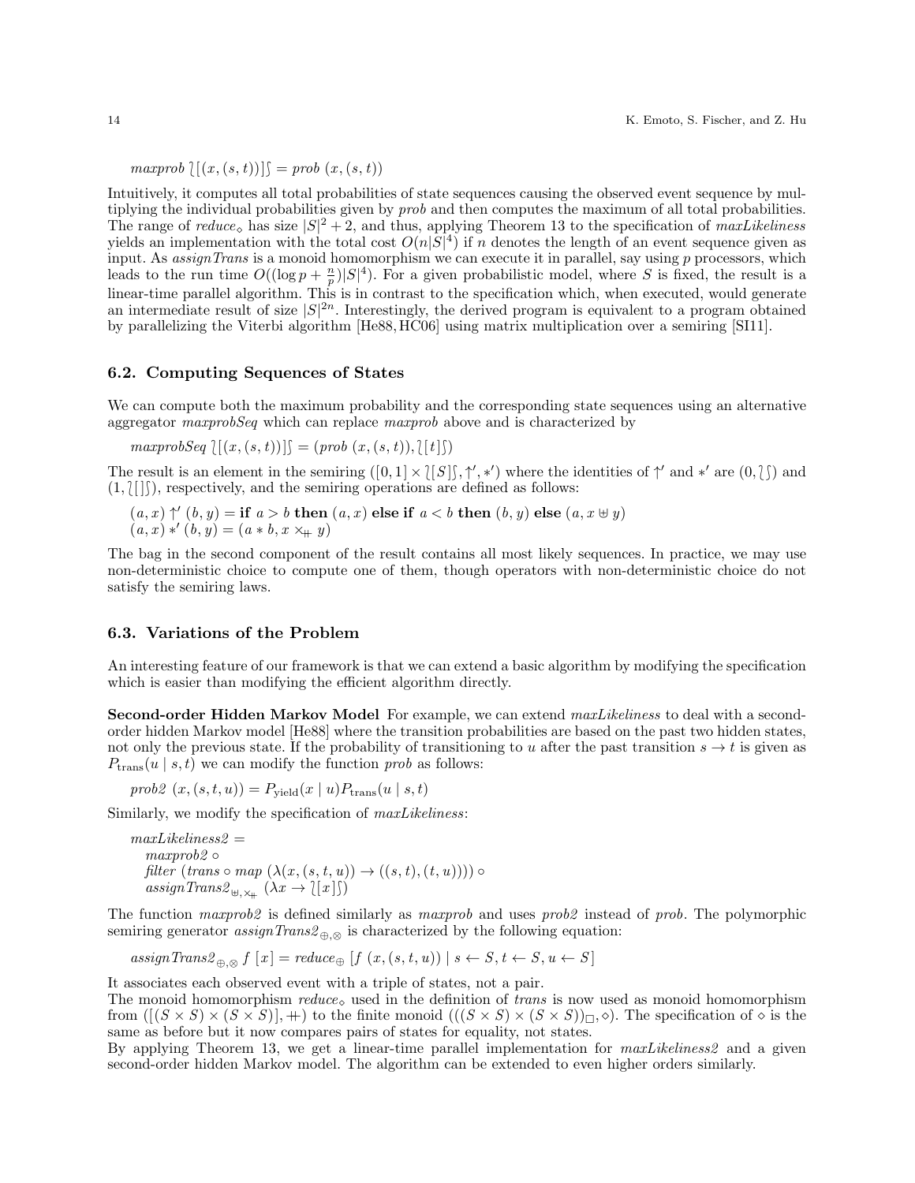$$maxprob\ \wr[(x,(s,t))]\int = prob\ (x,(s,t))$$

Intuitively, it computes all total probabilities of state sequences causing the observed event sequence by multiplying the individual probabilities given by *prob* and then computes the maximum of all total probabilities. The range of $reduce_{\diamond}$ has size $|S|^2+2$, and thus, applying Theorem 13 to the specification of *maxLikeliness* yields an implementation with the total cost $O(n|S|^4)$ if $n$ denotes the length of an event sequence given as input. As *assignTrans* is a monoid homomorphism we can execute it in parallel, say using $p$ processors, which leads to the run time $O((\log p + \frac{n}{p})|S|^4)$. For a given probabilistic model, where $S$ is fixed, the result is a linear-time parallel algorithm. This is in contrast to the specification which, when executed, would generate an intermediate result of size $|S|^{2n}$. Interestingly, the derived program is equivalent to a program obtained by parallelizing the Viterbi algorithm [He88, HC06] using matrix multiplication over a semiring [SI11].

### 6.2. Computing Sequences of States

We can compute both the maximum probability and the corresponding state sequences using an alternative aggregator *maxprobSeq* which can replace *maxprob* above and is characterized by

$$maxprobSeq\ \wr[(x,(s,t))]\int = (prob\ (x,(s,t)), \wr[t]\int)$$

The result is an element in the semiring $([0,1]\times \wr[S]\int, \uparrow', *')$ where the identities of $\uparrow'$ and $*'$ are $(0, \wr\int)$ and $(1, \wr[]\int)$, respectively, and the semiring operations are defined as follows:

$$(a,x)\uparrow'(b,y) = \textbf{if}\ a>b\ \textbf{then}\ (a,x)\ \textbf{else if}\ a<b\ \textbf{then}\ (b,y)\ \textbf{else}\ (a, x \uplus y)$$
$$(a,x) *' (b,y) = (a*b, x \times_{+\!\!+} y)$$

The bag in the second component of the result contains all most likely sequences. In practice, we may use non-deterministic choice to compute one of them, though operators with non-deterministic choice do not satisfy the semiring laws.

### 6.3. Variations of the Problem

An interesting feature of our framework is that we can extend a basic algorithm by modifying the specification which is easier than modifying the efficient algorithm directly.

**Second-order Hidden Markov Model** For example, we can extend *maxLikeliness* to deal with a second-order hidden Markov model [He88] where the transition probabilities are based on the past two hidden states, not only the previous state. If the probability of transitioning to $u$ after the past transition $s \to t$ is given as $P_{\text{trans}}(u \mid s,t)$ we can modify the function *prob* as follows:

$$prob2\ (x,(s,t,u)) = P_{\text{yield}}(x \mid u) P_{\text{trans}}(u \mid s,t)$$

Similarly, we modify the specification of *maxLikeliness*:

$$\begin{aligned}
&maxLikeliness2 = \\
&\quad maxprob2 \circ \\
&\quad filter\ (trans \circ map\ (\lambda(x,(s,t,u)) \to ((s,t),(t,u)))) \circ \\
&\quad assignTrans2_{\uplus,\times_{+\!\!+}}\ (\lambda x \to \wr[x]\int)
\end{aligned}$$

The function *maxprob2* is defined similarly as *maxprob* and uses *prob2* instead of *prob*. The polymorphic semiring generator $assignTrans2_{\oplus,\otimes}$ is characterized by the following equation:

$$assignTrans2_{\oplus,\otimes}\ f\ [x] = reduce_{\oplus}\ [f\ (x,(s,t,u)) \mid s \leftarrow S, t \leftarrow S, u \leftarrow S]$$

It associates each observed event with a triple of states, not a pair.
The monoid homomorphism $reduce_{\diamond}$ used in the definition of *trans* is now used as monoid homomorphism from $([(S\times S)\times(S\times S)], +\!\!+)$ to the finite monoid $(((S\times S)\times(S\times S))_{\Box}, \diamond)$. The specification of $\diamond$ is the same as before but it now compares pairs of states for equality, not states.
By applying Theorem 13, we get a linear-time parallel implementation for *maxLikeliness2* and a given second-order hidden Markov model. The algorithm can be extended to even higher orders similarly.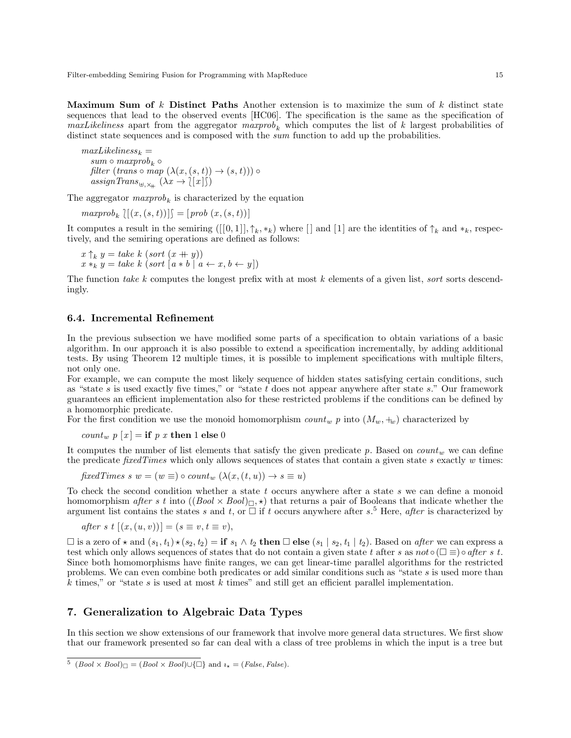**Maximum Sum of $k$ Distinct Paths** Another extension is to maximize the sum of $k$ distinct state sequences that lead to the observed events [HC06]. The specification is the same as the specification of *maxLikeliness* apart from the aggregator $maxprob_k$ which computes the list of $k$ largest probabilities of distinct state sequences and is composed with the *sum* function to add up the probabilities.

$$
\begin{aligned}
&maxLikeliness_k = \\
&\quad sum \circ maxprob_k \circ \\
&\quad filter\ (trans \circ map\ (\lambda(x,(s,t)) \rightarrow (s,t))) \circ \\
&\quad assignTrans_{\uplus,\times_{+\!\!+}}\ (\lambda x \rightarrow \wr[x]\wr)
\end{aligned}
$$

The aggregator $maxprob_k$ is characterized by the equation

$$maxprob_k\ \wr[(x,(s,t))]\wr = [prob\ (x,(s,t))]$$

It computes a result in the semiring $([[0,1]], \uparrow_k, *_k)$ where $[\,]$ and $[1]$ are the identities of $\uparrow_k$ and $*_k$, respectively, and the semiring operations are defined as follows:

$$
\begin{aligned}
x \uparrow_k y &= take\ k\ (sort\ (x +\!\!+\ y)) \\
x *_k y &= take\ k\ (sort\ [a * b \mid a \leftarrow x, b \leftarrow y])
\end{aligned}
$$

The function *take* $k$ computes the longest prefix with at most $k$ elements of a given list, *sort* sorts descendingly.

### 6.4. Incremental Refinement

In the previous subsection we have modified some parts of a specification to obtain variations of a basic algorithm. In our approach it is also possible to extend a specification incrementally, by adding additional tests. By using Theorem 12 multiple times, it is possible to implement specifications with multiple filters, not only one.

For example, we can compute the most likely sequence of hidden states satisfying certain conditions, such as "state $s$ is used exactly five times," or "state $t$ does not appear anywhere after state $s$." Our framework guarantees an efficient implementation also for these restricted problems if the conditions can be defined by a homomorphic predicate.

For the first condition we use the monoid homomorphism $count_w\ p$ into $(M_w, +_w)$ characterized by

$$count_w\ p\ [x] = \textbf{if}\ p\ x\ \textbf{then}\ 1\ \textbf{else}\ 0$$

It computes the number of list elements that satisfy the given predicate $p$. Based on $count_w$ we can define the predicate *fixedTimes* which only allows sequences of states that contain a given state $s$ exactly $w$ times:

$$fixedTimes\ s\ w = (w \equiv) \circ count_w\ (\lambda(x,(t,u)) \rightarrow s \equiv u)$$

To check the second condition whether a state $t$ occurs anywhere after a state $s$ we can define a monoid homomorphism $after\ s\ t$ into $((Bool \times Bool)_\square, \star)$ that returns a pair of Booleans that indicate whether the argument list contains the states $s$ and $t$, or $\square$ if $t$ occurs anywhere after $s$.[5] Here, *after* is characterized by

$$after\ s\ t\ [(x,(u,v))] = (s \equiv v, t \equiv v),$$

$\square$ is a zero of $\star$ and $(s_1,t_1) \star (s_2,t_2) = \textbf{if}\ s_1 \wedge t_2\ \textbf{then}\ \square\ \textbf{else}\ (s_1 \mid s_2, t_1 \mid t_2)$. Based on *after* we can express a test which only allows sequences of states that do not contain a given state $t$ after $s$ as $not \circ (\square \equiv) \circ after\ s\ t$. Since both homomorphisms have finite ranges, we can get linear-time parallel algorithms for the restricted problems. We can even combine both predicates or add similar conditions such as "state $s$ is used more than $k$ times," or "state $s$ is used at most $k$ times" and still get an efficient parallel implementation.

## 7. Generalization to Algebraic Data Types

In this section we show extensions of our framework that involve more general data structures. We first show that our framework presented so far can deal with a class of tree problems in which the input is a tree but

---

[5] $(Bool \times Bool)_\square = (Bool \times Bool) \cup \{\square\}$ and $\imath_\star = (False, False)$.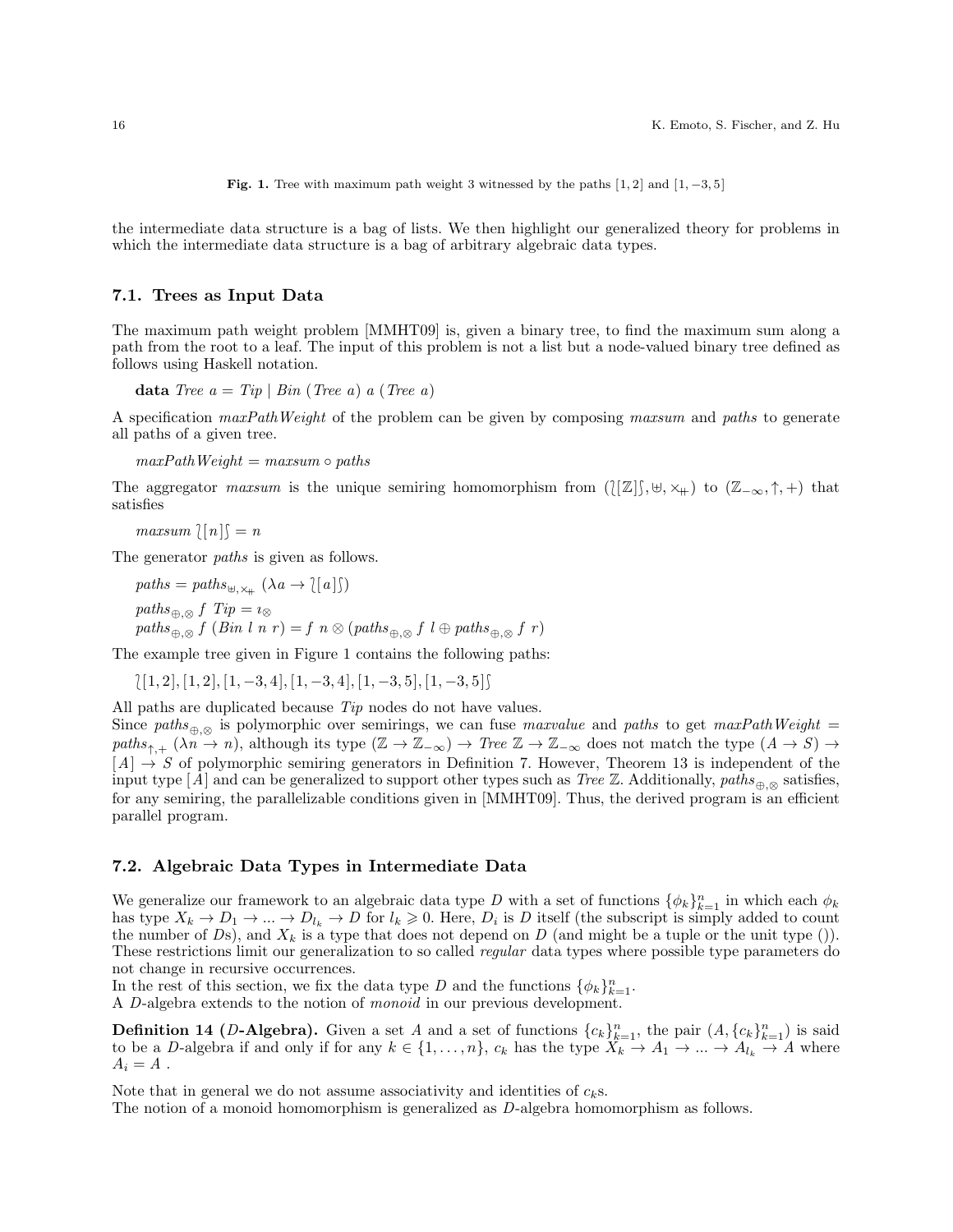**Fig. 1.** Tree with maximum path weight 3 witnessed by the paths $[1, 2]$ and $[1, -3, 5]$

the intermediate data structure is a bag of lists. We then highlight our generalized theory for problems in which the intermediate data structure is a bag of arbitrary algebraic data types.

### 7.1. Trees as Input Data

The maximum path weight problem [MMHT09] is, given a binary tree, to find the maximum sum along a path from the root to a leaf. The input of this problem is not a list but a node-valued binary tree defined as follows using Haskell notation.

$$\textbf{data}\ \mathit{Tree}\ a = \mathit{Tip} \mid \mathit{Bin}\ (\mathit{Tree}\ a)\ a\ (\mathit{Tree}\ a)$$

A specification *maxPathWeight* of the problem can be given by composing *maxsum* and *paths* to generate all paths of a given tree.

$$\mathit{maxPathWeight} = \mathit{maxsum} \circ \mathit{paths}$$

The aggregator *maxsum* is the unique semiring homomorphism from $(\wr[\mathbb{Z}]\wr, \uplus, \times_{+\!\!+})$ to $(\mathbb{Z}_{-\infty}, \uparrow, +)$ that satisfies

$$\mathit{maxsum}\ \wr[n]\wr = n$$

The generator *paths* is given as follows.

$$\mathit{paths} = \mathit{paths}_{\uplus,\times_{+\!\!+}}\ (\lambda a \to \wr[a]\wr)$$

$$\mathit{paths}_{\oplus,\otimes}\ f\ \mathit{Tip} = \imath_{\otimes}$$
$$\mathit{paths}_{\oplus,\otimes}\ f\ (\mathit{Bin}\ l\ n\ r) = f\ n \otimes (\mathit{paths}_{\oplus,\otimes}\ f\ l \oplus \mathit{paths}_{\oplus,\otimes}\ f\ r)$$

The example tree given in Figure 1 contains the following paths:

$$\wr[1, 2], [1, 2], [1, -3, 4], [1, -3, 4], [1, -3, 5], [1, -3, 5]\wr$$

All paths are duplicated because *Tip* nodes do not have values.
Since $\mathit{paths}_{\oplus,\otimes}$ is polymorphic over semirings, we can fuse *maxvalue* and *paths* to get $\mathit{maxPathWeight} = \mathit{paths}_{\uparrow,+}\ (\lambda n \to n)$, although its type $(\mathbb{Z} \to \mathbb{Z}_{-\infty}) \to \mathit{Tree}\ \mathbb{Z} \to \mathbb{Z}_{-\infty}$ does not match the type $(A \to S) \to [A] \to S$ of polymorphic semiring generators in Definition 7. However, Theorem 13 is independent of the input type $[A]$ and can be generalized to support other types such as $\mathit{Tree}\ \mathbb{Z}$. Additionally, $\mathit{paths}_{\oplus,\otimes}$ satisfies, for any semiring, the parallelizable conditions given in [MMHT09]. Thus, the derived program is an efficient parallel program.

### 7.2. Algebraic Data Types in Intermediate Data

We generalize our framework to an algebraic data type $D$ with a set of functions $\{\phi_k\}_{k=1}^{n}$ in which each $\phi_k$ has type $X_k \to D_1 \to \ldots \to D_{l_k} \to D$ for $l_k \geqslant 0$. Here, $D_i$ is $D$ itself (the subscript is simply added to count the number of $D$s), and $X_k$ is a type that does not depend on $D$ (and might be a tuple or the unit type $()$). These restrictions limit our generalization to so called *regular* data types where possible type parameters do not change in recursive occurrences.
In the rest of this section, we fix the data type $D$ and the functions $\{\phi_k\}_{k=1}^{n}$.
A $D$-algebra extends to the notion of *monoid* in our previous development.

**Definition 14 ($D$-Algebra).** Given a set $A$ and a set of functions $\{c_k\}_{k=1}^{n}$, the pair $(A, \{c_k\}_{k=1}^{n})$ is said to be a $D$-algebra if and only if for any $k \in \{1, \ldots, n\}$, $c_k$ has the type $X_k \to A_1 \to \ldots \to A_{l_k} \to A$ where $A_i = A$ .

Note that in general we do not assume associativity and identities of $c_k$s.
The notion of a monoid homomorphism is generalized as $D$-algebra homomorphism as follows.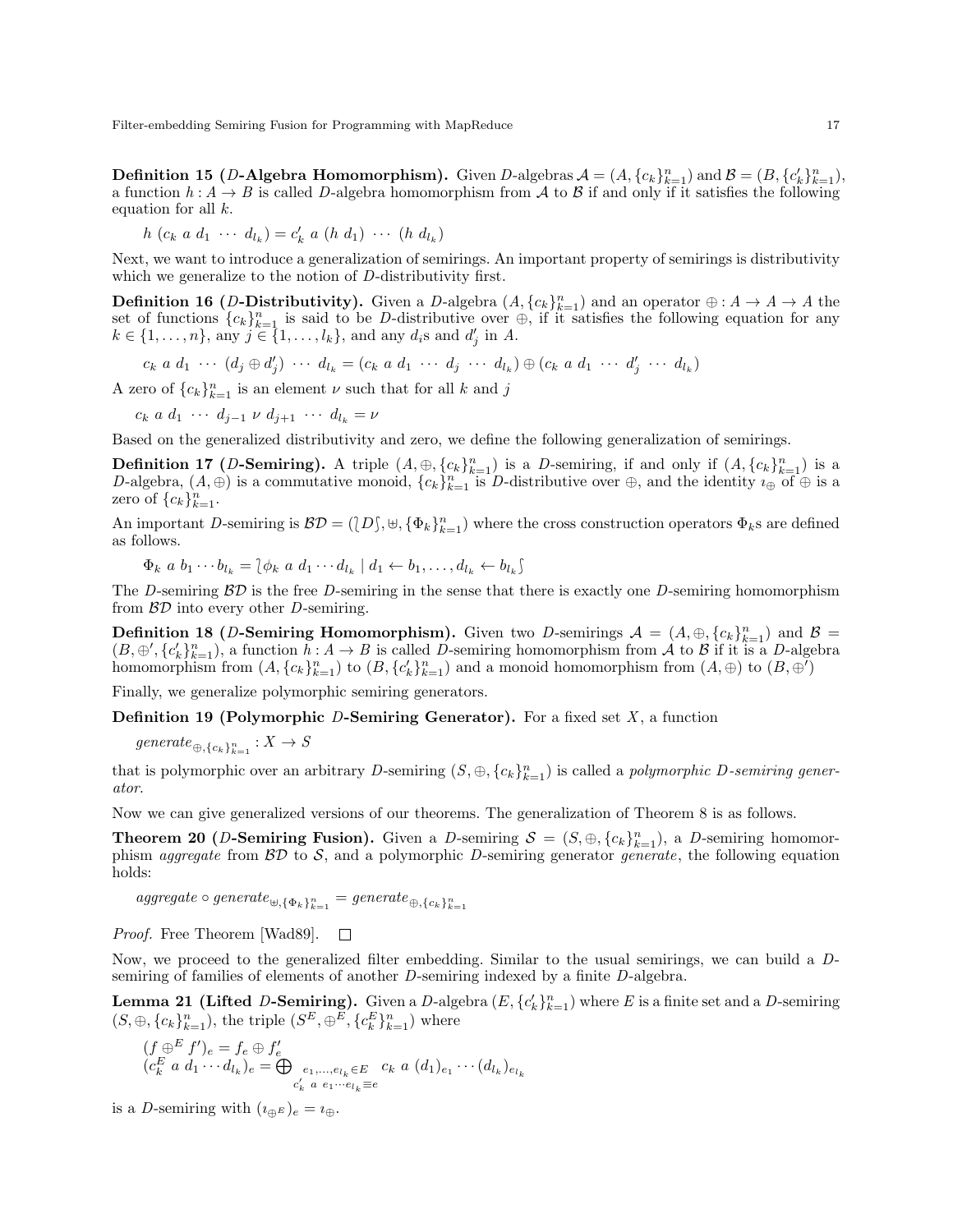**Definition 15 ($D$-Algebra Homomorphism).** Given $D$-algebras $\mathcal{A} = (A, \{c_k\}_{k=1}^n)$ and $\mathcal{B} = (B, \{c'_k\}_{k=1}^n)$, a function $h : A \to B$ is called $D$-algebra homomorphism from $\mathcal{A}$ to $\mathcal{B}$ if and only if it satisfies the following equation for all $k$.

$$h\ (c_k\ a\ d_1\ \cdots\ d_{l_k}) = c'_k\ a\ (h\ d_1)\ \cdots\ (h\ d_{l_k})$$

Next, we want to introduce a generalization of semirings. An important property of semirings is distributivity which we generalize to the notion of $D$-distributivity first.

**Definition 16 ($D$-Distributivity).** Given a $D$-algebra $(A, \{c_k\}_{k=1}^n)$ and an operator $\oplus : A \to A \to A$ the set of functions $\{c_k\}_{k=1}^n$ is said to be $D$-distributive over $\oplus$, if it satisfies the following equation for any $k \in \{1, \ldots, n\}$, any $j \in \{1, \ldots, l_k\}$, and any $d_i$s and $d'_j$ in $A$.

$$c_k\ a\ d_1\ \cdots\ (d_j \oplus d'_j)\ \cdots\ d_{l_k} = (c_k\ a\ d_1\ \cdots\ d_j\ \cdots\ d_{l_k}) \oplus (c_k\ a\ d_1\ \cdots\ d'_j\ \cdots\ d_{l_k})$$

A zero of $\{c_k\}_{k=1}^n$ is an element $\nu$ such that for all $k$ and $j$

$$c_k\ a\ d_1\ \cdots\ d_{j-1}\ \nu\ d_{j+1}\ \cdots\ d_{l_k} = \nu$$

Based on the generalized distributivity and zero, we define the following generalization of semirings.

**Definition 17 ($D$-Semiring).** A triple $(A, \oplus, \{c_k\}_{k=1}^n)$ is a $D$-semiring, if and only if $(A, \{c_k\}_{k=1}^n)$ is a $D$-algebra, $(A, \oplus)$ is a commutative monoid, $\{c_k\}_{k=1}^n$ is $D$-distributive over $\oplus$, and the identity $\imath_\oplus$ of $\oplus$ is a zero of $\{c_k\}_{k=1}^n$.

An important $D$-semiring is $\mathcal{BD} = (\wr D \int, \uplus, \{\Phi_k\}_{k=1}^n)$ where the cross construction operators $\Phi_k$s are defined as follows.

$$\Phi_k\ a\ b_1 \cdots b_{l_k} = \wr \phi_k\ a\ d_1 \cdots d_{l_k} \mid d_1 \leftarrow b_1, \ldots, d_{l_k} \leftarrow b_{l_k} \int$$

The $D$-semiring $\mathcal{BD}$ is the free $D$-semiring in the sense that there is exactly one $D$-semiring homomorphism from $\mathcal{BD}$ into every other $D$-semiring.

**Definition 18 ($D$-Semiring Homomorphism).** Given two $D$-semirings $\mathcal{A} = (A, \oplus, \{c_k\}_{k=1}^n)$ and $\mathcal{B} = (B, \oplus', \{c'_k\}_{k=1}^n)$, a function $h : A \to B$ is called $D$-semiring homomorphism from $\mathcal{A}$ to $\mathcal{B}$ if it is a $D$-algebra homomorphism from $(A, \{c_k\}_{k=1}^n)$ to $(B, \{c'_k\}_{k=1}^n)$ and a monoid homomorphism from $(A, \oplus)$ to $(B, \oplus')$

Finally, we generalize polymorphic semiring generators.

**Definition 19 (Polymorphic $D$-Semiring Generator).** For a fixed set $X$, a function

$$generate_{\oplus, \{c_k\}_{k=1}^n} : X \to S$$

that is polymorphic over an arbitrary $D$-semiring $(S, \oplus, \{c_k\}_{k=1}^n)$ is called a *polymorphic $D$-semiring generator*.

Now we can give generalized versions of our theorems. The generalization of Theorem 8 is as follows.

**Theorem 20 ($D$-Semiring Fusion).** Given a $D$-semiring $\mathcal{S} = (S, \oplus, \{c_k\}_{k=1}^n)$, a $D$-semiring homomorphism *aggregate* from $\mathcal{BD}$ to $\mathcal{S}$, and a polymorphic $D$-semiring generator *generate*, the following equation holds:

$$aggregate \circ generate_{\uplus, \{\Phi_k\}_{k=1}^n} = generate_{\oplus, \{c_k\}_{k=1}^n}$$

*Proof.* Free Theorem [Wad89]. □

Now, we proceed to the generalized filter embedding. Similar to the usual semirings, we can build a $D$-semiring of families of elements of another $D$-semiring indexed by a finite $D$-algebra.

**Lemma 21 (Lifted $D$-Semiring).** Given a $D$-algebra $(E, \{c'_k\}_{k=1}^n)$ where $E$ is a finite set and a $D$-semiring $(S, \oplus, \{c_k\}_{k=1}^n)$, the triple $(S^E, \oplus^E, \{c_k^E\}_{k=1}^n)$ where

$$(f \oplus^E f')_e = f_e \oplus f'_e$$
$$(c_k^E\ a\ d_1 \cdots d_{l_k})_e = \bigoplus_{\substack{e_1, \ldots, e_{l_k} \in E \\ c'_k\ a\ e_1 \cdots e_{l_k} \equiv e}} c_k\ a\ (d_1)_{e_1} \cdots (d_{l_k})_{e_{l_k}}$$

is a $D$-semiring with $(\imath_{\oplus^E})_e = \imath_\oplus$.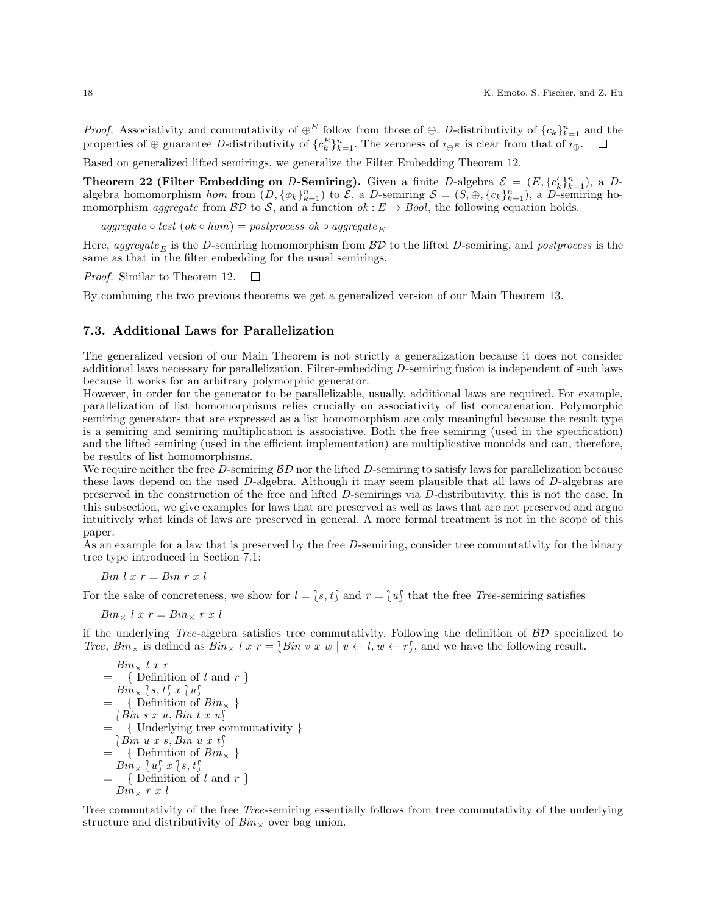*Proof.* Associativity and commutativity of $\oplus^E$ follow from those of $\oplus$. $D$-distributivity of $\{c_k\}_{k=1}^n$ and the properties of $\oplus$ guarantee $D$-distributivity of $\{c_k^E\}_{k=1}^n$. The zeroness of $\imath_{\oplus^E}$ is clear from that of $\imath_\oplus$. □

Based on generalized lifted semirings, we generalize the Filter Embedding Theorem 12.

**Theorem 22 (Filter Embedding on $D$-Semiring).** Given a finite $D$-algebra $\mathcal{E} = (E, \{c'_k\}_{k=1}^n)$, a $D$-algebra homomorphism *hom* from $(D, \{\phi_k\}_{k=1}^n)$ to $\mathcal{E}$, a $D$-semiring $\mathcal{S} = (S, \oplus, \{c_k\}_{k=1}^n)$, a $D$-semiring homomorphism *aggregate* from $\mathcal{BD}$ to $\mathcal{S}$, and a function $ok : E \to Bool$, the following equation holds.

$$aggregate \circ test\ (ok \circ hom) = postprocess\ ok \circ aggregate_E$$

Here, $aggregate_E$ is the $D$-semiring homomorphism from $\mathcal{BD}$ to the lifted $D$-semiring, and *postprocess* is the same as that in the filter embedding for the usual semirings.

*Proof.* Similar to Theorem 12. □

By combining the two previous theorems we get a generalized version of our Main Theorem 13.

### 7.3. Additional Laws for Parallelization

The generalized version of our Main Theorem is not strictly a generalization because it does not consider additional laws necessary for parallelization. Filter-embedding $D$-semiring fusion is independent of such laws because it works for an arbitrary polymorphic generator.

However, in order for the generator to be parallelizable, usually, additional laws are required. For example, parallelization of list homomorphisms relies crucially on associativity of list concatenation. Polymorphic semiring generators that are expressed as a list homomorphism are only meaningful because the result type is a semiring and semiring multiplication is associative. Both the free semiring (used in the specification) and the lifted semiring (used in the efficient implementation) are multiplicative monoids and can, therefore, be results of list homomorphisms.

We require neither the free $D$-semiring $\mathcal{BD}$ nor the lifted $D$-semiring to satisfy laws for parallelization because these laws depend on the used $D$-algebra. Although it may seem plausible that all laws of $D$-algebras are preserved in the construction of the free and lifted $D$-semirings via $D$-distributivity, this is not the case. In this subsection, we give examples for laws that are preserved as well as laws that are not preserved and argue intuitively what kinds of laws are preserved in general. A more formal treatment is not in the scope of this paper.

As an example for a law that is preserved by the free $D$-semiring, consider tree commutativity for the binary tree type introduced in Section 7.1:

$$Bin\ l\ x\ r = Bin\ r\ x\ l$$

For the sake of concreteness, we show for $l = \wr s, t \int$ and $r = \wr u \int$ that the free *Tree*-semiring satisfies

$$Bin_\times\ l\ x\ r = Bin_\times\ r\ x\ l$$

if the underlying *Tree*-algebra satisfies tree commutativity. Following the definition of $\mathcal{BD}$ specialized to *Tree*, $Bin_\times$ is defined as $Bin_\times\ l\ x\ r = \wr Bin\ v\ x\ w \mid v \leftarrow l, w \leftarrow r \int$, and we have the following result.

$$
\begin{array}{ll}
 & Bin_\times\ l\ x\ r \\
= & \quad \{ \text{ Definition of } l \text{ and } r \ \} \\
 & Bin_\times\ \wr s, t \int\ x\ \wr u \int \\
= & \quad \{ \text{ Definition of } Bin_\times \ \} \\
 & \wr Bin\ s\ x\ u, Bin\ t\ x\ u \int \\
= & \quad \{ \text{ Underlying tree commutativity } \} \\
 & \wr Bin\ u\ x\ s, Bin\ u\ x\ t \int \\
= & \quad \{ \text{ Definition of } Bin_\times \ \} \\
 & Bin_\times\ \wr u \int\ x\ \wr s, t \int \\
= & \quad \{ \text{ Definition of } l \text{ and } r \ \} \\
 & Bin_\times\ r\ x\ l
\end{array}
$$

Tree commutativity of the free *Tree*-semiring essentially follows from tree commutativity of the underlying structure and distributivity of $Bin_\times$ over bag union.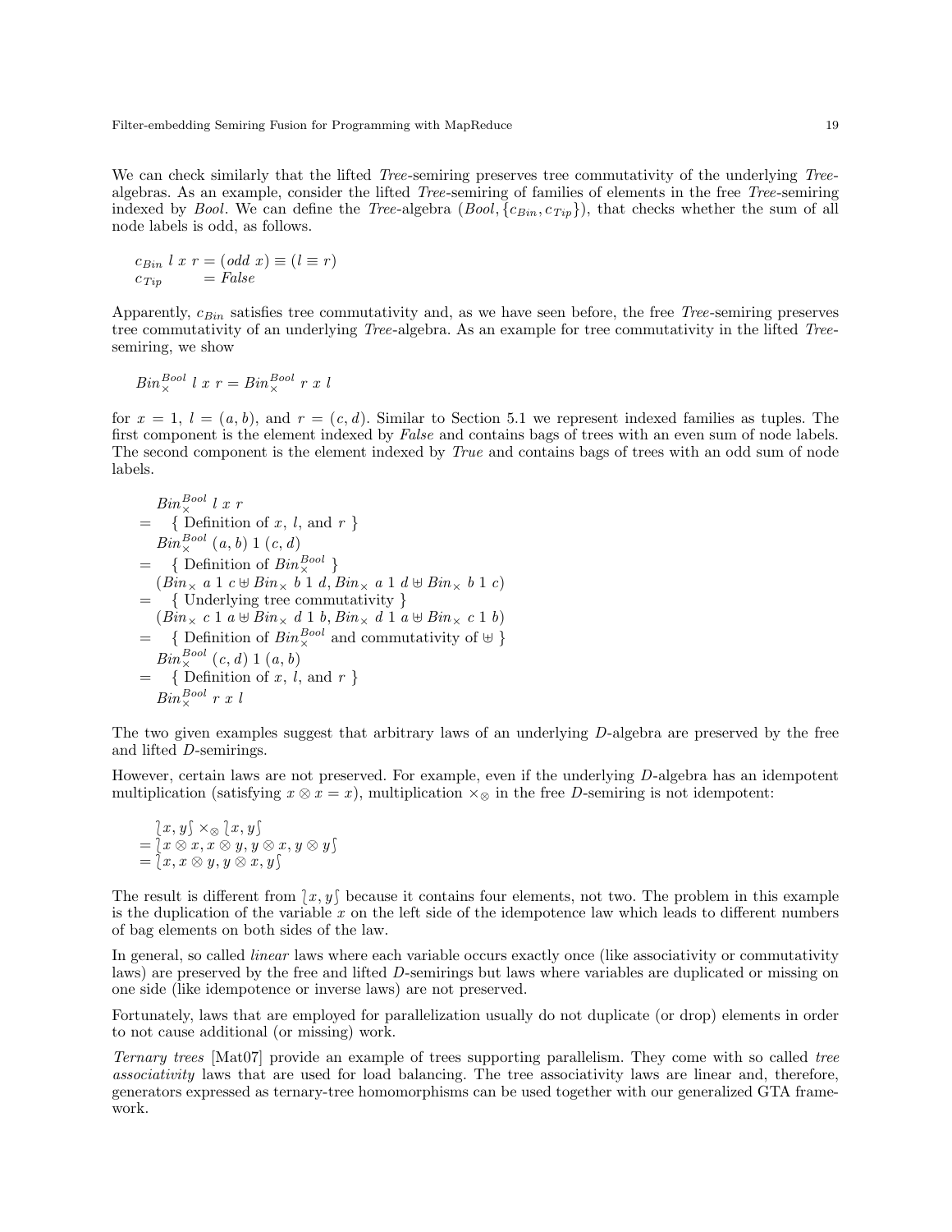We can check similarly that the lifted *Tree*-semiring preserves tree commutativity of the underlying *Tree*-algebras. As an example, consider the lifted *Tree*-semiring of families of elements in the free *Tree*-semiring indexed by *Bool*. We can define the *Tree*-algebra $(Bool, \{c_{Bin}, c_{Tip}\})$, that checks whether the sum of all node labels is odd, as follows.

$$
\begin{array}{ll}
c_{Bin}\ l\ x\ r & = (odd\ x) \equiv (l \equiv r) \\
c_{Tip} & = False
\end{array}
$$

Apparently, $c_{Bin}$ satisfies tree commutativity and, as we have seen before, the free *Tree*-semiring preserves tree commutativity of an underlying *Tree*-algebra. As an example for tree commutativity in the lifted *Tree*-semiring, we show

$$Bin_{\times}^{Bool}\ l\ x\ r = Bin_{\times}^{Bool}\ r\ x\ l$$

for $x = 1$, $l = (a, b)$, and $r = (c, d)$. Similar to Section 5.1 we represent indexed families as tuples. The first component is the element indexed by *False* and contains bags of trees with an even sum of node labels. The second component is the element indexed by *True* and contains bags of trees with an odd sum of node labels.

$$
\begin{array}{ll}
 & Bin_{\times}^{Bool}\ l\ x\ r \\
= & \{\text{ Definition of } x,\ l, \text{ and } r\ \} \\
 & Bin_{\times}^{Bool}\ (a,b)\ 1\ (c,d) \\
= & \{\text{ Definition of } Bin_{\times}^{Bool}\ \} \\
 & (Bin_{\times}\ a\ 1\ c \uplus Bin_{\times}\ b\ 1\ d, Bin_{\times}\ a\ 1\ d \uplus Bin_{\times}\ b\ 1\ c) \\
= & \{\text{ Underlying tree commutativity }\} \\
 & (Bin_{\times}\ c\ 1\ a \uplus Bin_{\times}\ d\ 1\ b, Bin_{\times}\ d\ 1\ a \uplus Bin_{\times}\ c\ 1\ b) \\
= & \{\text{ Definition of } Bin_{\times}^{Bool} \text{ and commutativity of } \uplus\ \} \\
 & Bin_{\times}^{Bool}\ (c,d)\ 1\ (a,b) \\
= & \{\text{ Definition of } x,\ l, \text{ and } r\ \} \\
 & Bin_{\times}^{Bool}\ r\ x\ l
\end{array}
$$

The two given examples suggest that arbitrary laws of an underlying *D*-algebra are preserved by the free and lifted *D*-semirings.

However, certain laws are not preserved. For example, even if the underlying *D*-algebra has an idempotent multiplication (satisfying $x \otimes x = x$), multiplication $\times_{\otimes}$ in the free *D*-semiring is not idempotent:

$$
\begin{array}{l}
\quad \wr x, y \wr \times_{\otimes} \wr x, y \wr \\
= \wr x \otimes x, x \otimes y, y \otimes x, y \otimes y \wr \\
= \wr x, x \otimes y, y \otimes x, y \wr
\end{array}
$$

The result is different from $\wr x, y \wr$ because it contains four elements, not two. The problem in this example is the duplication of the variable $x$ on the left side of the idempotence law which leads to different numbers of bag elements on both sides of the law.

In general, so called *linear* laws where each variable occurs exactly once (like associativity or commutativity laws) are preserved by the free and lifted *D*-semirings but laws where variables are duplicated or missing on one side (like idempotence or inverse laws) are not preserved.

Fortunately, laws that are employed for parallelization usually do not duplicate (or drop) elements in order to not cause additional (or missing) work.

*Ternary trees* [Mat07] provide an example of trees supporting parallelism. They come with so called *tree associativity* laws that are used for load balancing. The tree associativity laws are linear and, therefore, generators expressed as ternary-tree homomorphisms can be used together with our generalized GTA framework.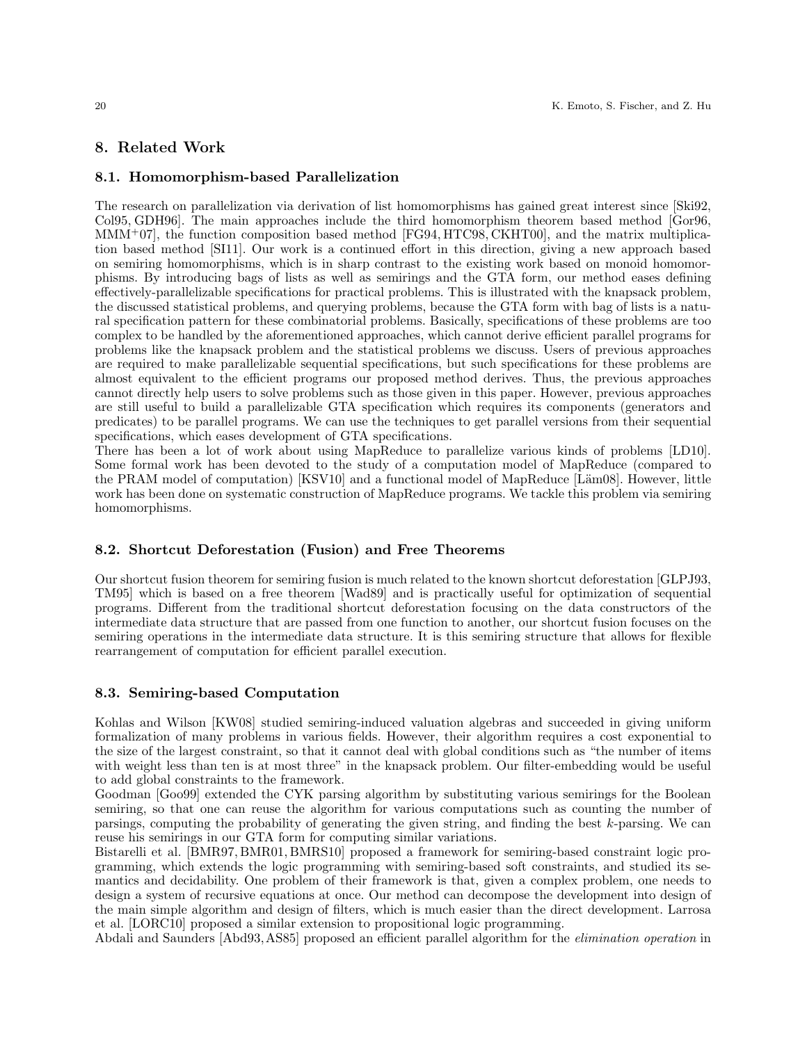## 8. Related Work

### 8.1. Homomorphism-based Parallelization

The research on parallelization via derivation of list homomorphisms has gained great interest since [Ski92, Col95, GDH96]. The main approaches include the third homomorphism theorem based method [Gor96, MMM+07], the function composition based method [FG94, HTC98, CKHT00], and the matrix multiplication based method [SI11]. Our work is a continued effort in this direction, giving a new approach based on semiring homomorphisms, which is in sharp contrast to the existing work based on monoid homomorphisms. By introducing bags of lists as well as semirings and the GTA form, our method eases defining effectively-parallelizable specifications for practical problems. This is illustrated with the knapsack problem, the discussed statistical problems, and querying problems, because the GTA form with bag of lists is a natural specification pattern for these combinatorial problems. Basically, specifications of these problems are too complex to be handled by the aforementioned approaches, which cannot derive efficient parallel programs for problems like the knapsack problem and the statistical problems we discuss. Users of previous approaches are required to make parallelizable sequential specifications, but such specifications for these problems are almost equivalent to the efficient programs our proposed method derives. Thus, the previous approaches cannot directly help users to solve problems such as those given in this paper. However, previous approaches are still useful to build a parallelizable GTA specification which requires its components (generators and predicates) to be parallel programs. We can use the techniques to get parallel versions from their sequential specifications, which eases development of GTA specifications.

There has been a lot of work about using MapReduce to parallelize various kinds of problems [LD10]. Some formal work has been devoted to the study of a computation model of MapReduce (compared to the PRAM model of computation) [KSV10] and a functional model of MapReduce [Läm08]. However, little work has been done on systematic construction of MapReduce programs. We tackle this problem via semiring homomorphisms.

### 8.2. Shortcut Deforestation (Fusion) and Free Theorems

Our shortcut fusion theorem for semiring fusion is much related to the known shortcut deforestation [GLPJ93, TM95] which is based on a free theorem [Wad89] and is practically useful for optimization of sequential programs. Different from the traditional shortcut deforestation focusing on the data constructors of the intermediate data structure that are passed from one function to another, our shortcut fusion focuses on the semiring operations in the intermediate data structure. It is this semiring structure that allows for flexible rearrangement of computation for efficient parallel execution.

### 8.3. Semiring-based Computation

Kohlas and Wilson [KW08] studied semiring-induced valuation algebras and succeeded in giving uniform formalization of many problems in various fields. However, their algorithm requires a cost exponential to the size of the largest constraint, so that it cannot deal with global conditions such as "the number of items with weight less than ten is at most three" in the knapsack problem. Our filter-embedding would be useful to add global constraints to the framework.

Goodman [Goo99] extended the CYK parsing algorithm by substituting various semirings for the Boolean semiring, so that one can reuse the algorithm for various computations such as counting the number of parsings, computing the probability of generating the given string, and finding the best $k$-parsing. We can reuse his semirings in our GTA form for computing similar variations.

Bistarelli et al. [BMR97, BMR01, BMRS10] proposed a framework for semiring-based constraint logic programming, which extends the logic programming with semiring-based soft constraints, and studied its semantics and decidability. One problem of their framework is that, given a complex problem, one needs to design a system of recursive equations at once. Our method can decompose the development into design of the main simple algorithm and design of filters, which is much easier than the direct development. Larrosa et al. [LORC10] proposed a similar extension to propositional logic programming.

Abdali and Saunders [Abd93, AS85] proposed an efficient parallel algorithm for the *elimination operation* in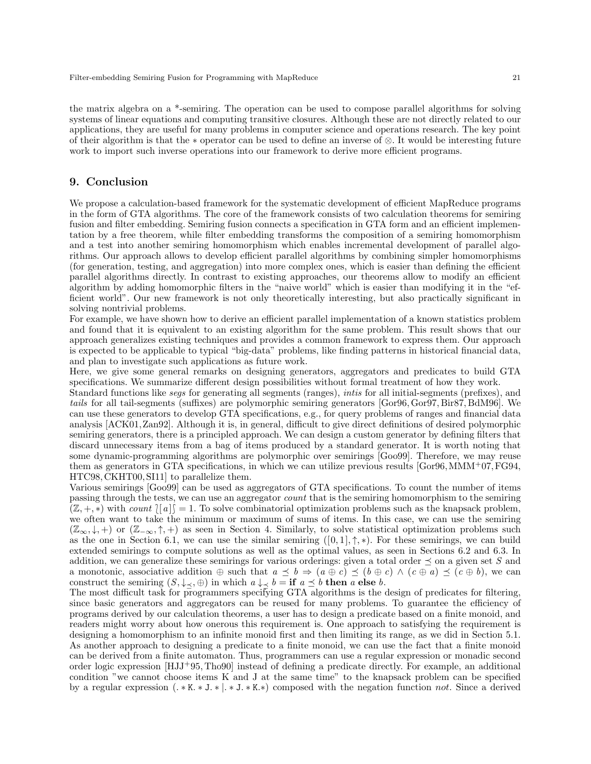the matrix algebra on a *-semiring. The operation can be used to compose parallel algorithms for solving systems of linear equations and computing transitive closures. Although these are not directly related to our applications, they are useful for many problems in computer science and operations research. The key point of their algorithm is that the $*$ operator can be used to define an inverse of $\otimes$. It would be interesting future work to import such inverse operations into our framework to derive more efficient programs.

## 9. Conclusion

We propose a calculation-based framework for the systematic development of efficient MapReduce programs in the form of GTA algorithms. The core of the framework consists of two calculation theorems for semiring fusion and filter embedding. Semiring fusion connects a specification in GTA form and an efficient implementation by a free theorem, while filter embedding transforms the composition of a semiring homomorphism and a test into another semiring homomorphism which enables incremental development of parallel algorithms. Our approach allows to develop efficient parallel algorithms by combining simpler homomorphisms (for generation, testing, and aggregation) into more complex ones, which is easier than defining the efficient parallel algorithms directly. In contrast to existing approaches, our theorems allow to modify an efficient algorithm by adding homomorphic filters in the "naive world" which is easier than modifying it in the "efficient world". Our new framework is not only theoretically interesting, but also practically significant in solving nontrivial problems.

For example, we have shown how to derive an efficient parallel implementation of a known statistics problem and found that it is equivalent to an existing algorithm for the same problem. This result shows that our approach generalizes existing techniques and provides a common framework to express them. Our approach is expected to be applicable to typical "big-data" problems, like finding patterns in historical financial data, and plan to investigate such applications as future work.

Here, we give some general remarks on designing generators, aggregators and predicates to build GTA specifications. We summarize different design possibilities without formal treatment of how they work.

Standard functions like *segs* for generating all segments (ranges), *intis* for all initial-segments (prefixes), and *tails* for all tail-segments (suffixes) are polymorphic semiring generators [Gor96, Gor97, Bir87, BdM96]. We can use these generators to develop GTA specifications, e.g., for query problems of ranges and financial data analysis [ACK01, Zan92]. Although it is, in general, difficult to give direct definitions of desired polymorphic semiring generators, there is a principled approach. We can design a custom generator by defining filters that discard unnecessary items from a bag of items produced by a standard generator. It is worth noting that some dynamic-programming algorithms are polymorphic over semirings [Goo99]. Therefore, we may reuse them as generators in GTA specifications, in which we can utilize previous results [Gor96, MMM+07, FG94, HTC98, CKHT00, SI11] to parallelize them.

Various semirings [Goo99] can be used as aggregators of GTA specifications. To count the number of items passing through the tests, we can use an aggregator *count* that is the semiring homomorphism to the semiring $(\mathbb{Z}, +, *)$ with $count \wr [a] \int = 1$. To solve combinatorial optimization problems such as the knapsack problem, we often want to take the minimum or maximum of sums of items. In this case, we can use the semiring $(\mathbb{Z}_{\infty}, \downarrow, +)$ or $(\mathbb{Z}_{-\infty}, \uparrow, +)$ as seen in Section 4. Similarly, to solve statistical optimization problems such as the one in Section 6.1, we can use the similar semiring $([0, 1], \uparrow, *)$. For these semirings, we can build extended semirings to compute solutions as well as the optimal values, as seen in Sections 6.2 and 6.3. In addition, we can generalize these semirings for various orderings: given a total order $\preceq$ on a given set $S$ and a monotonic, associative addition $\oplus$ such that $a \preceq b \Rightarrow (a \oplus c) \preceq (b \oplus c) \wedge (c \oplus a) \preceq (c \oplus b)$, we can construct the semiring $(S, \downarrow_{\preceq}, \oplus)$ in which $a \downarrow_{\preceq} b = \textbf{if } a \preceq b \textbf{ then } a \textbf{ else } b$.

The most difficult task for programmers specifying GTA algorithms is the design of predicates for filtering, since basic generators and aggregators can be reused for many problems. To guarantee the efficiency of programs derived by our calculation theorems, a user has to design a predicate based on a finite monoid, and readers might worry about how onerous this requirement is. One approach to satisfying the requirement is designing a homomorphism to an infinite monoid first and then limiting its range, as we did in Section 5.1. As another approach to designing a predicate to a finite monoid, we can use the fact that a finite monoid can be derived from a finite automaton. Thus, programmers can use a regular expression or monadic second order logic expression [HJJ+95, Tho90] instead of defining a predicate directly. For example, an additional condition "we cannot choose items K and J at the same time" to the knapsack problem can be specified by a regular expression `(.*K.*J.*|.*J.*K.*)` composed with the negation function *not*. Since a derived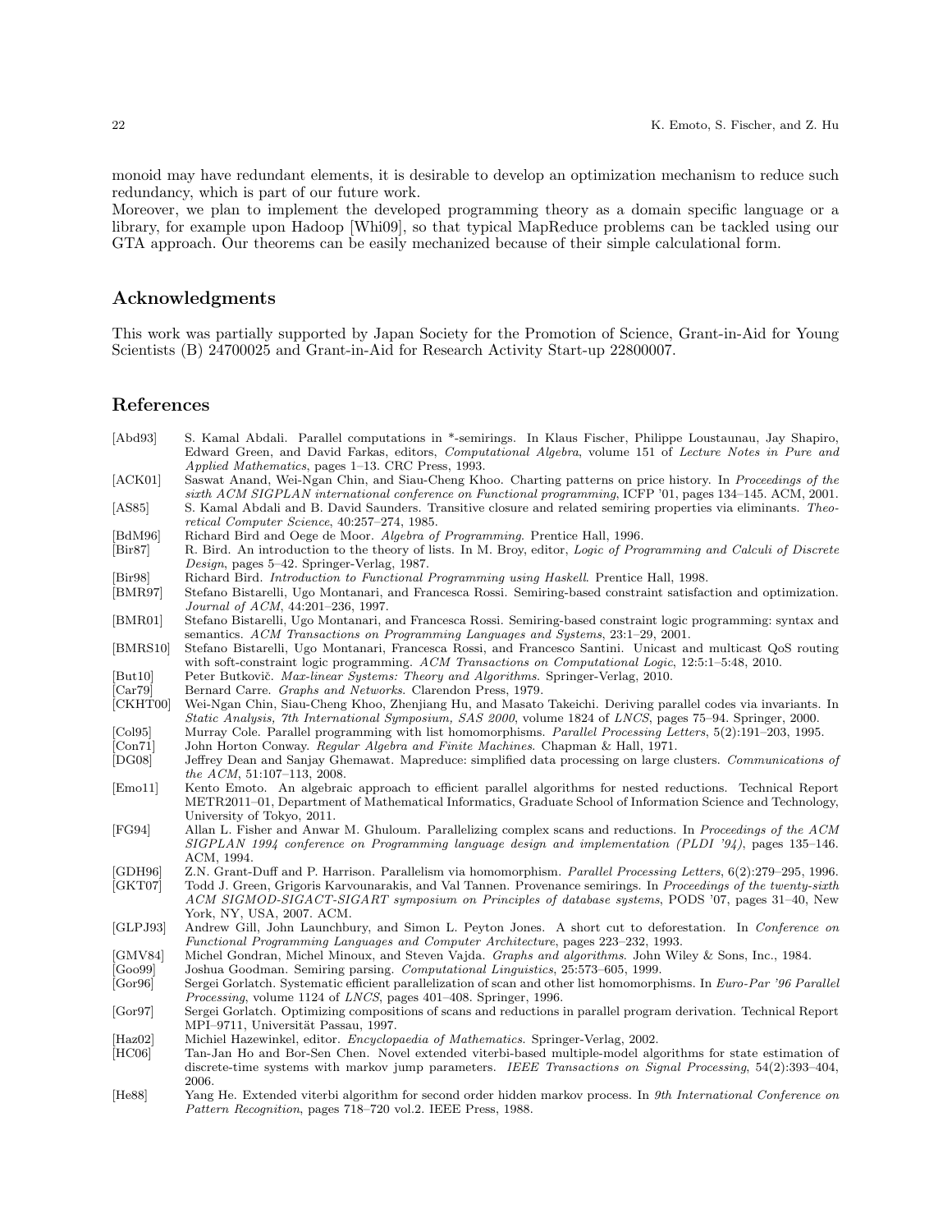monoid may have redundant elements, it is desirable to develop an optimization mechanism to reduce such redundancy, which is part of our future work.

Moreover, we plan to implement the developed programming theory as a domain specific language or a library, for example upon Hadoop [Whi09], so that typical MapReduce problems can be tackled using our GTA approach. Our theorems can be easily mechanized because of their simple calculational form.

## Acknowledgments

This work was partially supported by Japan Society for the Promotion of Science, Grant-in-Aid for Young Scientists (B) 24700025 and Grant-in-Aid for Research Activity Start-up 22800007.

## References

- [Abd93] S. Kamal Abdali. Parallel computations in *-semirings. In Klaus Fischer, Philippe Loustaunau, Jay Shapiro, Edward Green, and David Farkas, editors, *Computational Algebra*, volume 151 of *Lecture Notes in Pure and Applied Mathematics*, pages 1–13. CRC Press, 1993.
- [ACK01] Saswat Anand, Wei-Ngan Chin, and Siau-Cheng Khoo. Charting patterns on price history. In *Proceedings of the sixth ACM SIGPLAN international conference on Functional programming*, ICFP '01, pages 134–145. ACM, 2001.
- [AS85] S. Kamal Abdali and B. David Saunders. Transitive closure and related semiring properties via eliminants. *Theoretical Computer Science*, 40:257–274, 1985.
- [BdM96] Richard Bird and Oege de Moor. *Algebra of Programming*. Prentice Hall, 1996.
- [Bir87] R. Bird. An introduction to the theory of lists. In M. Broy, editor, *Logic of Programming and Calculi of Discrete Design*, pages 5–42. Springer-Verlag, 1987.
- [Bir98] Richard Bird. *Introduction to Functional Programming using Haskell*. Prentice Hall, 1998.
- [BMR97] Stefano Bistarelli, Ugo Montanari, and Francesca Rossi. Semiring-based constraint satisfaction and optimization. *Journal of ACM*, 44:201–236, 1997.
- [BMR01] Stefano Bistarelli, Ugo Montanari, and Francesca Rossi. Semiring-based constraint logic programming: syntax and semantics. *ACM Transactions on Programming Languages and Systems*, 23:1–29, 2001.
- [BMRS10] Stefano Bistarelli, Ugo Montanari, Francesca Rossi, and Francesco Santini. Unicast and multicast QoS routing with soft-constraint logic programming. *ACM Transactions on Computational Logic*, 12:5:1–5:48, 2010.
- [But10] Peter Butkovič. *Max-linear Systems: Theory and Algorithms*. Springer-Verlag, 2010.
- [Car79] Bernard Carre. *Graphs and Networks*. Clarendon Press, 1979.
- [CKHT00] Wei-Ngan Chin, Siau-Cheng Khoo, Zhenjiang Hu, and Masato Takeichi. Deriving parallel codes via invariants. In *Static Analysis, 7th International Symposium, SAS 2000*, volume 1824 of *LNCS*, pages 75–94. Springer, 2000.
- [Col95] Murray Cole. Parallel programming with list homomorphisms. *Parallel Processing Letters*, 5(2):191–203, 1995.
- [Con71] John Horton Conway. *Regular Algebra and Finite Machines*. Chapman & Hall, 1971.
- [DG08] Jeffrey Dean and Sanjay Ghemawat. Mapreduce: simplified data processing on large clusters. *Communications of the ACM*, 51:107–113, 2008.
- [Emo11] Kento Emoto. An algebraic approach to efficient parallel algorithms for nested reductions. Technical Report METR2011–01, Department of Mathematical Informatics, Graduate School of Information Science and Technology, University of Tokyo, 2011.
- [FG94] Allan L. Fisher and Anwar M. Ghuloum. Parallelizing complex scans and reductions. In *Proceedings of the ACM SIGPLAN 1994 conference on Programming language design and implementation (PLDI '94)*, pages 135–146. ACM, 1994.
- [GDH96] Z.N. Grant-Duff and P. Harrison. Parallelism via homomorphism. *Parallel Processing Letters*, 6(2):279–295, 1996.
- [GKT07] Todd J. Green, Grigoris Karvounarakis, and Val Tannen. Provenance semirings. In *Proceedings of the twenty-sixth ACM SIGMOD-SIGACT-SIGART symposium on Principles of database systems*, PODS '07, pages 31–40, New York, NY, USA, 2007. ACM.
- [GLPJ93] Andrew Gill, John Launchbury, and Simon L. Peyton Jones. A short cut to deforestation. In *Conference on Functional Programming Languages and Computer Architecture*, pages 223–232, 1993.
- [GMV84] Michel Gondran, Michel Minoux, and Steven Vajda. *Graphs and algorithms*. John Wiley & Sons, Inc., 1984.
- [Goo99] Joshua Goodman. Semiring parsing. *Computational Linguistics*, 25:573–605, 1999.
- [Gor96] Sergei Gorlatch. Systematic efficient parallelization of scan and other list homomorphisms. In *Euro-Par '96 Parallel Processing*, volume 1124 of *LNCS*, pages 401–408. Springer, 1996.
- [Gor97] Sergei Gorlatch. Optimizing compositions of scans and reductions in parallel program derivation. Technical Report MPI–9711, Universität Passau, 1997.
- [Haz02] Michiel Hazewinkel, editor. *Encyclopaedia of Mathematics*. Springer-Verlag, 2002.
- [HC06] Tan-Jan Ho and Bor-Sen Chen. Novel extended viterbi-based multiple-model algorithms for state estimation of discrete-time systems with markov jump parameters. *IEEE Transactions on Signal Processing*, 54(2):393–404, 2006.
- [He88] Yang He. Extended viterbi algorithm for second order hidden markov process. In *9th International Conference on Pattern Recognition*, pages 718–720 vol.2. IEEE Press, 1988.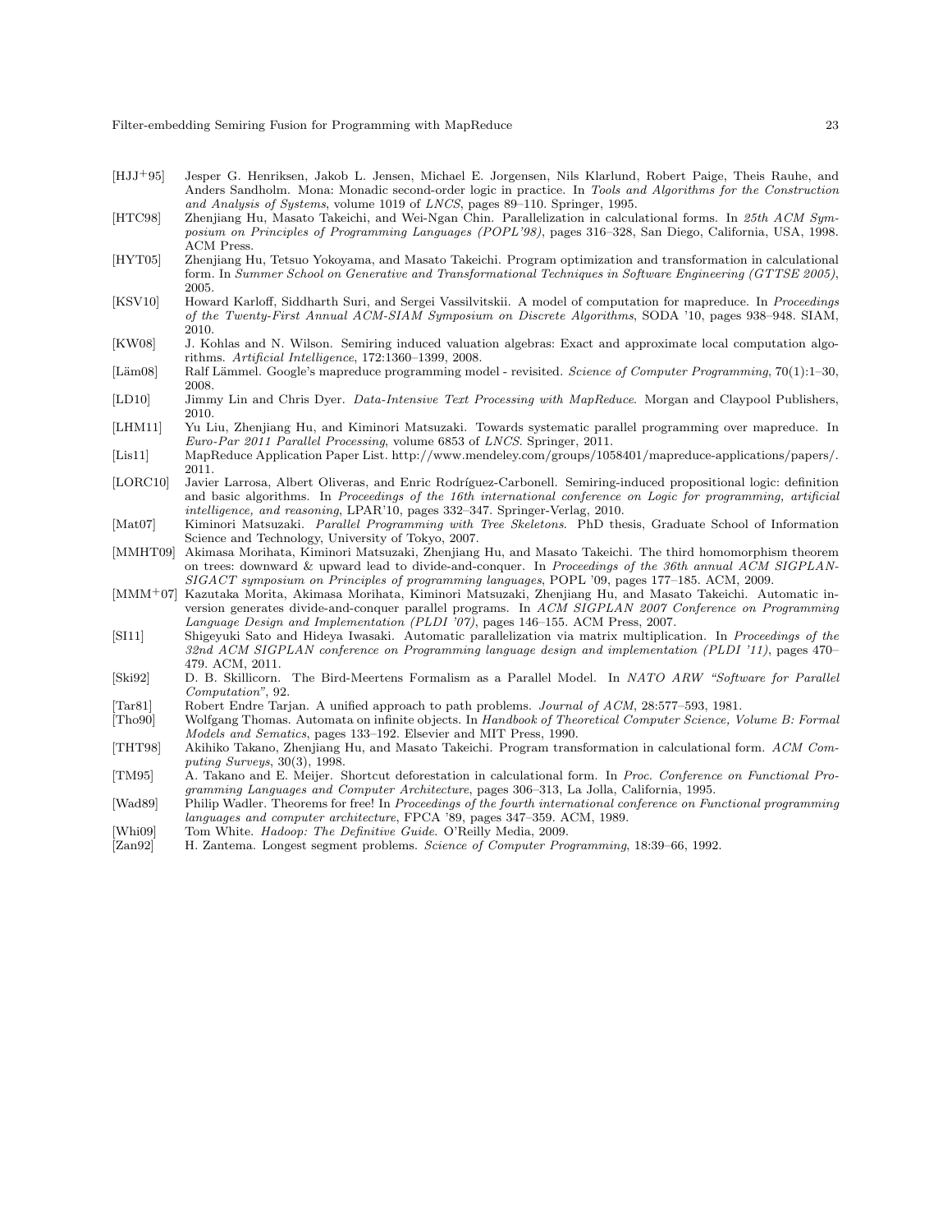[HJJ+95] Jesper G. Henriksen, Jakob L. Jensen, Michael E. Jorgensen, Nils Klarlund, Robert Paige, Theis Rauhe, and Anders Sandholm. Mona: Monadic second-order logic in practice. In *Tools and Algorithms for the Construction and Analysis of Systems*, volume 1019 of *LNCS*, pages 89–110. Springer, 1995.

[HTC98] Zhenjiang Hu, Masato Takeichi, and Wei-Ngan Chin. Parallelization in calculational forms. In *25th ACM Symposium on Principles of Programming Languages (POPL'98)*, pages 316–328, San Diego, California, USA, 1998. ACM Press.

[HYT05] Zhenjiang Hu, Tetsuo Yokoyama, and Masato Takeichi. Program optimization and transformation in calculational form. In *Summer School on Generative and Transformational Techniques in Software Engineering (GTTSE 2005)*, 2005.

[KSV10] Howard Karloff, Siddharth Suri, and Sergei Vassilvitskii. A model of computation for mapreduce. In *Proceedings of the Twenty-First Annual ACM-SIAM Symposium on Discrete Algorithms*, SODA '10, pages 938–948. SIAM, 2010.

[KW08] J. Kohlas and N. Wilson. Semiring induced valuation algebras: Exact and approximate local computation algorithms. *Artificial Intelligence*, 172:1360–1399, 2008.

[Läm08] Ralf Lämmel. Google's mapreduce programming model - revisited. *Science of Computer Programming*, 70(1):1–30, 2008.

[LD10] Jimmy Lin and Chris Dyer. *Data-Intensive Text Processing with MapReduce*. Morgan and Claypool Publishers, 2010.

[LHM11] Yu Liu, Zhenjiang Hu, and Kiminori Matsuzaki. Towards systematic parallel programming over mapreduce. In *Euro-Par 2011 Parallel Processing*, volume 6853 of *LNCS*. Springer, 2011.

[Lis11] MapReduce Application Paper List. http://www.mendeley.com/groups/1058401/mapreduce-applications/papers/. 2011.

[LORC10] Javier Larrosa, Albert Oliveras, and Enric Rodríguez-Carbonell. Semiring-induced propositional logic: definition and basic algorithms. In *Proceedings of the 16th international conference on Logic for programming, artificial intelligence, and reasoning*, LPAR'10, pages 332–347. Springer-Verlag, 2010.

[Mat07] Kiminori Matsuzaki. *Parallel Programming with Tree Skeletons*. PhD thesis, Graduate School of Information Science and Technology, University of Tokyo, 2007.

[MMHT09] Akimasa Morihata, Kiminori Matsuzaki, Zhenjiang Hu, and Masato Takeichi. The third homomorphism theorem on trees: downward & upward lead to divide-and-conquer. In *Proceedings of the 36th annual ACM SIGPLAN-SIGACT symposium on Principles of programming languages*, POPL '09, pages 177–185. ACM, 2009.

[MMM+07] Kazutaka Morita, Akimasa Morihata, Kiminori Matsuzaki, Zhenjiang Hu, and Masato Takeichi. Automatic inversion generates divide-and-conquer parallel programs. In *ACM SIGPLAN 2007 Conference on Programming Language Design and Implementation (PLDI '07)*, pages 146–155. ACM Press, 2007.

[SI11] Shigeyuki Sato and Hideya Iwasaki. Automatic parallelization via matrix multiplication. In *Proceedings of the 32nd ACM SIGPLAN conference on Programming language design and implementation (PLDI '11)*, pages 470–479. ACM, 2011.

[Ski92] D. B. Skillicorn. The Bird-Meertens Formalism as a Parallel Model. In *NATO ARW "Software for Parallel Computation"*, 92.

[Tar81] Robert Endre Tarjan. A unified approach to path problems. *Journal of ACM*, 28:577–593, 1981.

[Tho90] Wolfgang Thomas. Automata on infinite objects. In *Handbook of Theoretical Computer Science, Volume B: Formal Models and Sematics*, pages 133–192. Elsevier and MIT Press, 1990.

[THT98] Akihiko Takano, Zhenjiang Hu, and Masato Takeichi. Program transformation in calculational form. *ACM Computing Surveys*, 30(3), 1998.

[TM95] A. Takano and E. Meijer. Shortcut deforestation in calculational form. In *Proc. Conference on Functional Programming Languages and Computer Architecture*, pages 306–313, La Jolla, California, 1995.

[Wad89] Philip Wadler. Theorems for free! In *Proceedings of the fourth international conference on Functional programming languages and computer architecture*, FPCA '89, pages 347–359. ACM, 1989.

[Whi09] Tom White. *Hadoop: The Definitive Guide*. O'Reilly Media, 2009.

[Zan92] H. Zantema. Longest segment problems. *Science of Computer Programming*, 18:39–66, 1992.